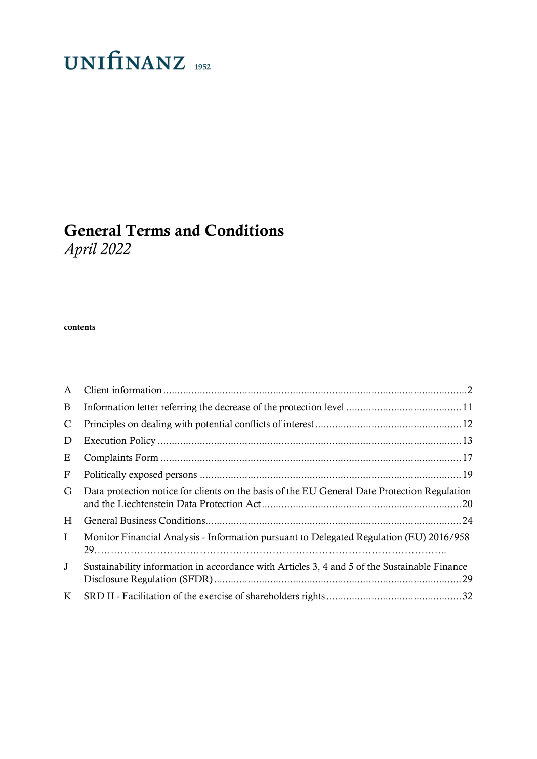UNIfINANZ 1952

# General Terms and Conditions

*April 2022*

**contents**

| | | |
|---|---|---|
| A | Client information | 2 |
| B | Information letter referring the decrease of the protection level | 11 |
| C | Principles on dealing with potential conflicts of interest | 12 |
| D | Execution Policy | 13 |
| E | Complaints Form | 17 |
| F | Politically exposed persons | 19 |
| G | Data protection notice for clients on the basis of the EU General Date Protection Regulation and the Liechtenstein Data Protection Act | 20 |
| H | General Business Conditions | 24 |
| I | Monitor Financial Analysis - Information pursuant to Delegated Regulation (EU) 2016/958 | 29 |
| J | Sustainability information in accordance with Articles 3, 4 and 5 of the Sustainable Finance Disclosure Regulation (SFDR) | 29 |
| K | SRD II - Facilitation of the exercise of shareholders rights | 32 |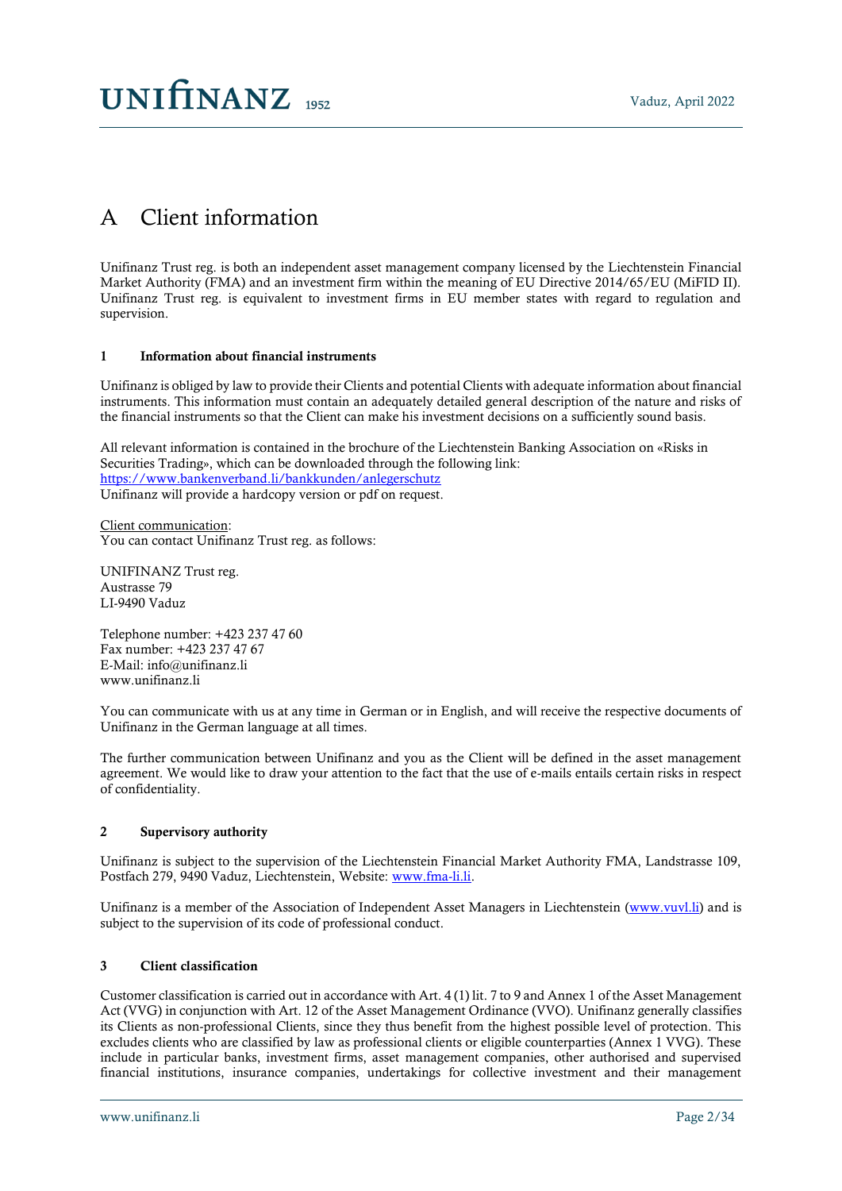# A Client information

Unifinanz Trust reg. is both an independent asset management company licensed by the Liechtenstein Financial Market Authority (FMA) and an investment firm within the meaning of EU Directive 2014/65/EU (MiFID II). Unifinanz Trust reg. is equivalent to investment firms in EU member states with regard to regulation and supervision.

## 1 Information about financial instruments

Unifinanz is obliged by law to provide their Clients and potential Clients with adequate information about financial instruments. This information must contain an adequately detailed general description of the nature and risks of the financial instruments so that the Client can make his investment decisions on a sufficiently sound basis.

All relevant information is contained in the brochure of the Liechtenstein Banking Association on «Risks in Securities Trading», which can be downloaded through the following link:
https://www.bankenverband.li/bankkunden/anlegerschutz
Unifinanz will provide a hardcopy version or pdf on request.

Client communication:
You can contact Unifinanz Trust reg. as follows:

UNIFINANZ Trust reg.
Austrasse 79
LI-9490 Vaduz

Telephone number: +423 237 47 60
Fax number: +423 237 47 67
E-Mail: info@unifinanz.li
www.unifinanz.li

You can communicate with us at any time in German or in English, and will receive the respective documents of Unifinanz in the German language at all times.

The further communication between Unifinanz and you as the Client will be defined in the asset management agreement. We would like to draw your attention to the fact that the use of e-mails entails certain risks in respect of confidentiality.

## 2 Supervisory authority

Unifinanz is subject to the supervision of the Liechtenstein Financial Market Authority FMA, Landstrasse 109, Postfach 279, 9490 Vaduz, Liechtenstein, Website: www.fma-li.li.

Unifinanz is a member of the Association of Independent Asset Managers in Liechtenstein (www.vuvl.li) and is subject to the supervision of its code of professional conduct.

## 3 Client classification

Customer classification is carried out in accordance with Art. 4 (1) lit. 7 to 9 and Annex 1 of the Asset Management Act (VVG) in conjunction with Art. 12 of the Asset Management Ordinance (VVO). Unifinanz generally classifies its Clients as non-professional Clients, since they thus benefit from the highest possible level of protection. This excludes clients who are classified by law as professional clients or eligible counterparties (Annex 1 VVG). These include in particular banks, investment firms, asset management companies, other authorised and supervised financial institutions, insurance companies, undertakings for collective investment and their management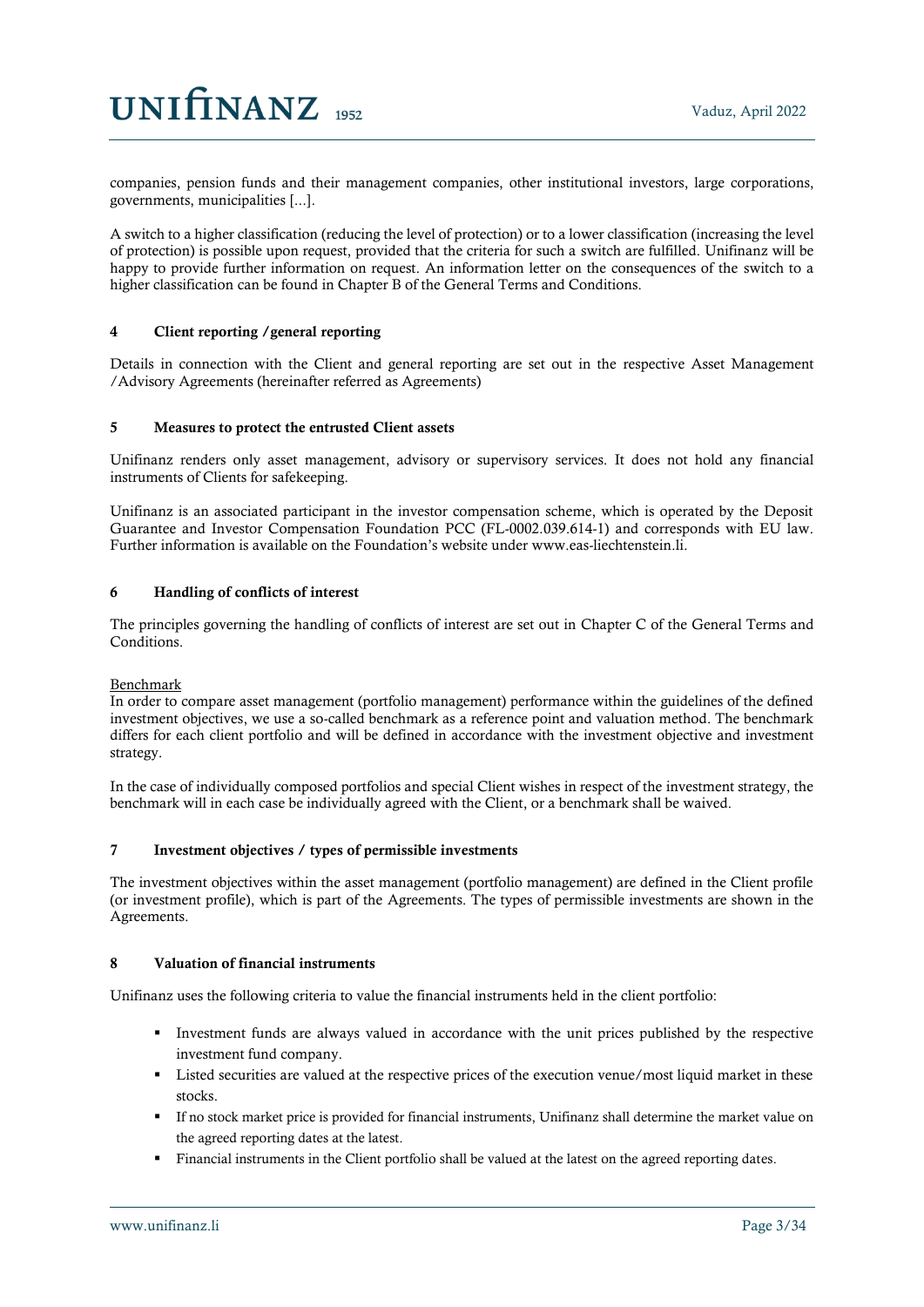companies, pension funds and their management companies, other institutional investors, large corporations, governments, municipalities [...].

A switch to a higher classification (reducing the level of protection) or to a lower classification (increasing the level of protection) is possible upon request, provided that the criteria for such a switch are fulfilled. Unifinanz will be happy to provide further information on request. An information letter on the consequences of the switch to a higher classification can be found in Chapter B of the General Terms and Conditions.

## 4 Client reporting / general reporting

Details in connection with the Client and general reporting are set out in the respective Asset Management /Advisory Agreements (hereinafter referred as Agreements)

## 5 Measures to protect the entrusted Client assets

Unifinanz renders only asset management, advisory or supervisory services. It does not hold any financial instruments of Clients for safekeeping.

Unifinanz is an associated participant in the investor compensation scheme, which is operated by the Deposit Guarantee and Investor Compensation Foundation PCC (FL-0002.039.614-1) and corresponds with EU law. Further information is available on the Foundation's website under www.eas-liechtenstein.li.

## 6 Handling of conflicts of interest

The principles governing the handling of conflicts of interest are set out in Chapter C of the General Terms and Conditions.

Benchmark

In order to compare asset management (portfolio management) performance within the guidelines of the defined investment objectives, we use a so-called benchmark as a reference point and valuation method. The benchmark differs for each client portfolio and will be defined in accordance with the investment objective and investment strategy.

In the case of individually composed portfolios and special Client wishes in respect of the investment strategy, the benchmark will in each case be individually agreed with the Client, or a benchmark shall be waived.

## 7 Investment objectives / types of permissible investments

The investment objectives within the asset management (portfolio management) are defined in the Client profile (or investment profile), which is part of the Agreements. The types of permissible investments are shown in the Agreements.

## 8 Valuation of financial instruments

Unifinanz uses the following criteria to value the financial instruments held in the client portfolio:

- Investment funds are always valued in accordance with the unit prices published by the respective investment fund company.
- Listed securities are valued at the respective prices of the execution venue/most liquid market in these stocks.
- If no stock market price is provided for financial instruments, Unifinanz shall determine the market value on the agreed reporting dates at the latest.
- Financial instruments in the Client portfolio shall be valued at the latest on the agreed reporting dates.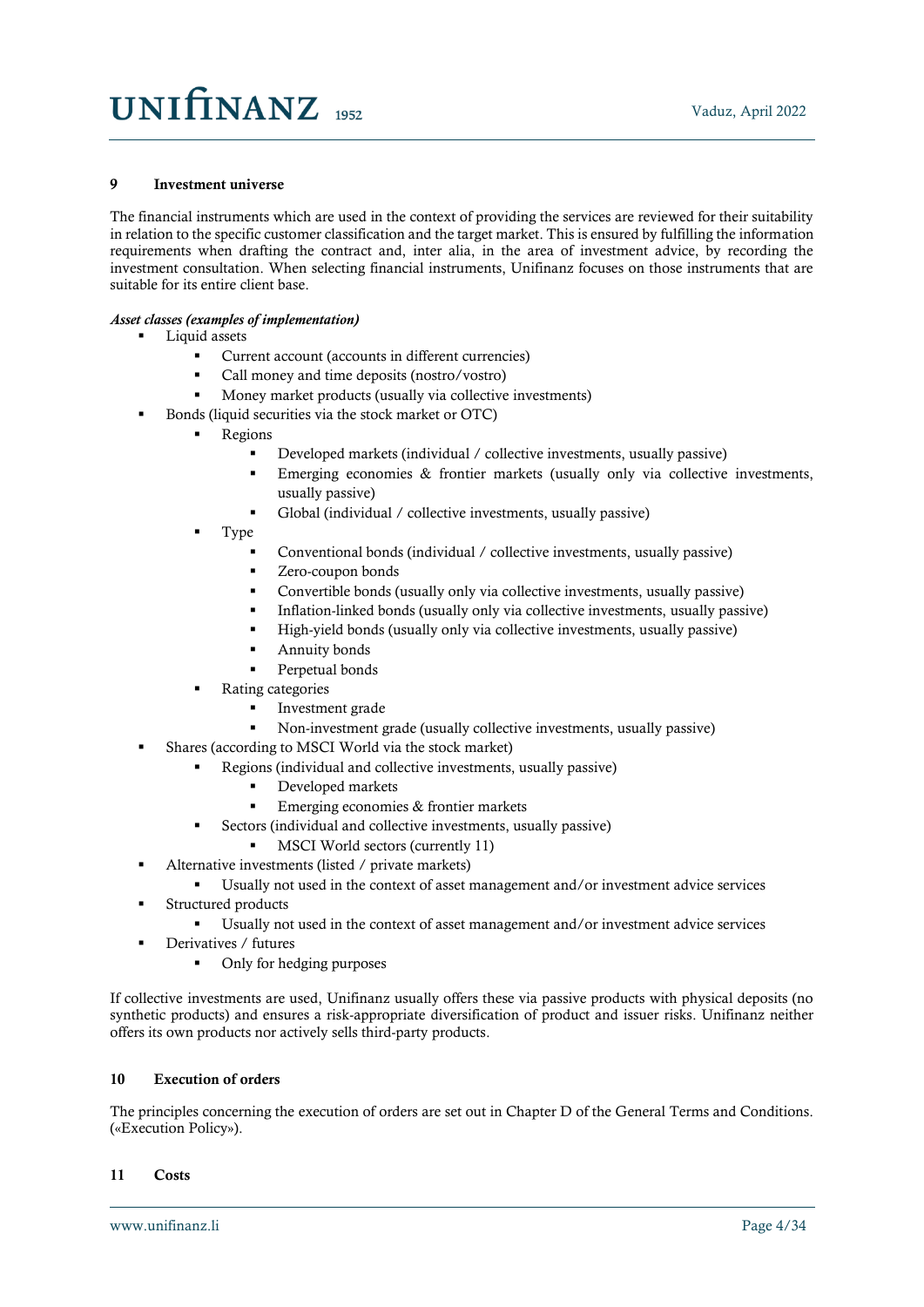## 9 Investment universe

The financial instruments which are used in the context of providing the services are reviewed for their suitability in relation to the specific customer classification and the target market. This is ensured by fulfilling the information requirements when drafting the contract and, inter alia, in the area of investment advice, by recording the investment consultation. When selecting financial instruments, Unifinanz focuses on those instruments that are suitable for its entire client base.

***Asset classes (examples of implementation)***

- Liquid assets
  - Current account (accounts in different currencies)
  - Call money and time deposits (nostro/vostro)
  - Money market products (usually via collective investments)
- Bonds (liquid securities via the stock market or OTC)
  - Regions
    - Developed markets (individual / collective investments, usually passive)
    - Emerging economies & frontier markets (usually only via collective investments, usually passive)
    - Global (individual / collective investments, usually passive)
  - Type
    - Conventional bonds (individual / collective investments, usually passive)
    - Zero-coupon bonds
    - Convertible bonds (usually only via collective investments, usually passive)
    - Inflation-linked bonds (usually only via collective investments, usually passive)
    - High-yield bonds (usually only via collective investments, usually passive)
    - Annuity bonds
    - Perpetual bonds
  - Rating categories
    - Investment grade
    - Non-investment grade (usually collective investments, usually passive)
- Shares (according to MSCI World via the stock market)
  - Regions (individual and collective investments, usually passive)
    - Developed markets
    - Emerging economies & frontier markets
  - Sectors (individual and collective investments, usually passive)
    - MSCI World sectors (currently 11)
- Alternative investments (listed / private markets)
  - Usually not used in the context of asset management and/or investment advice services
- Structured products
  - Usually not used in the context of asset management and/or investment advice services
- Derivatives / futures
  - Only for hedging purposes

If collective investments are used, Unifinanz usually offers these via passive products with physical deposits (no synthetic products) and ensures a risk-appropriate diversification of product and issuer risks. Unifinanz neither offers its own products nor actively sells third-party products.

## 10 Execution of orders

The principles concerning the execution of orders are set out in Chapter D of the General Terms and Conditions. («Execution Policy»).

## 11 Costs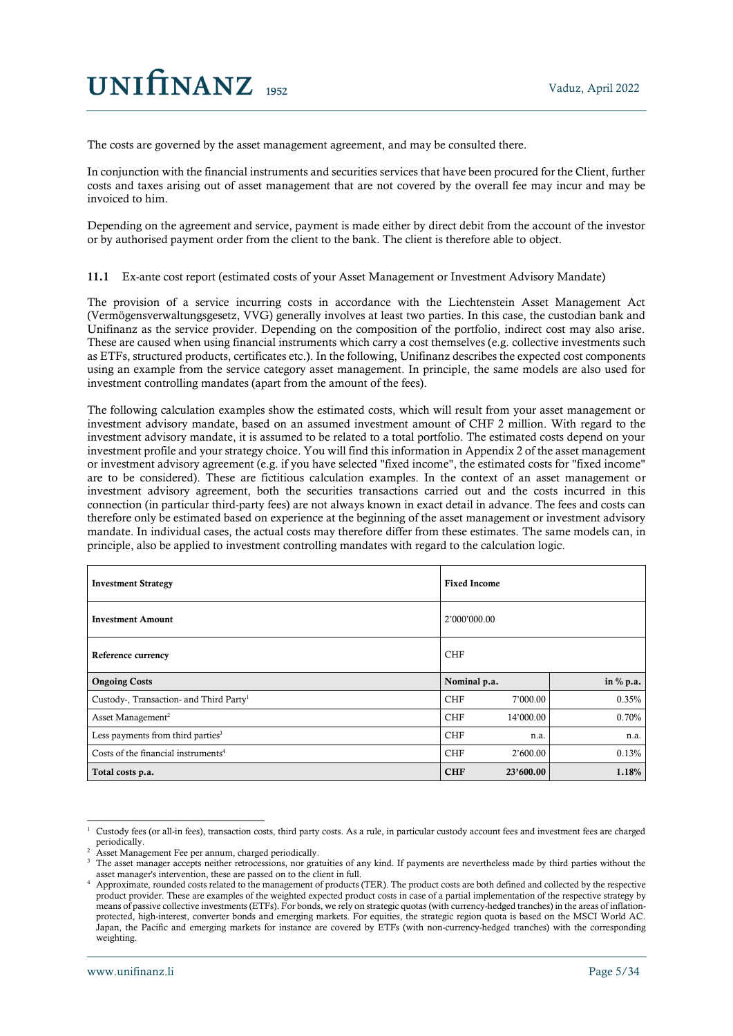The costs are governed by the asset management agreement, and may be consulted there.

In conjunction with the financial instruments and securities services that have been procured for the Client, further costs and taxes arising out of asset management that are not covered by the overall fee may incur and may be invoiced to him.

Depending on the agreement and service, payment is made either by direct debit from the account of the investor or by authorised payment order from the client to the bank. The client is therefore able to object.

### 11.1 Ex-ante cost report (estimated costs of your Asset Management or Investment Advisory Mandate)

The provision of a service incurring costs in accordance with the Liechtenstein Asset Management Act (Vermögensverwaltungsgesetz, VVG) generally involves at least two parties. In this case, the custodian bank and Unifinanz as the service provider. Depending on the composition of the portfolio, indirect cost may also arise. These are caused when using financial instruments which carry a cost themselves (e.g. collective investments such as ETFs, structured products, certificates etc.). In the following, Unifinanz describes the expected cost components using an example from the service category asset management. In principle, the same models are also used for investment controlling mandates (apart from the amount of the fees).

The following calculation examples show the estimated costs, which will result from your asset management or investment advisory mandate, based on an assumed investment amount of CHF 2 million. With regard to the investment advisory mandate, it is assumed to be related to a total portfolio. The estimated costs depend on your investment profile and your strategy choice. You will find this information in Appendix 2 of the asset management or investment advisory agreement (e.g. if you have selected "fixed income", the estimated costs for "fixed income" are to be considered). These are fictitious calculation examples. In the context of an asset management or investment advisory agreement, both the securities transactions carried out and the costs incurred in this connection (in particular third-party fees) are not always known in exact detail in advance. The fees and costs can therefore only be estimated based on experience at the beginning of the asset management or investment advisory mandate. In individual cases, the actual costs may therefore differ from these estimates. The same models can, in principle, also be applied to investment controlling mandates with regard to the calculation logic.

| **Investment Strategy** | **Fixed Income** | | |
|---|---|---|---|
| **Investment Amount** | 2'000'000.00 | | |
| **Reference currency** | CHF | | |
| **Ongoing Costs** | **Nominal p.a.** | | **in % p.a.** |
| Custody-, Transaction- and Third Party[1] | CHF | 7'000.00 | 0.35% |
| Asset Management[2] | CHF | 14'000.00 | 0.70% |
| Less payments from third parties[3] | CHF | n.a. | n.a. |
| Costs of the financial instruments[4] | CHF | 2'600.00 | 0.13% |
| **Total costs p.a.** | **CHF** | **23'600.00** | **1.18%** |

[1] Custody fees (or all-in fees), transaction costs, third party costs. As a rule, in particular custody account fees and investment fees are charged periodically.

[2] Asset Management Fee per annum, charged periodically.

[3] The asset manager accepts neither retrocessions, nor gratuities of any kind. If payments are nevertheless made by third parties without the asset manager's intervention, these are passed on to the client in full.

[4] Approximate, rounded costs related to the management of products (TER). The product costs are both defined and collected by the respective product provider. These are examples of the weighted expected product costs in case of a partial implementation of the respective strategy by means of passive collective investments (ETFs). For bonds, we rely on strategic quotas (with currency-hedged tranches) in the areas of inflation-protected, high-interest, converter bonds and emerging markets. For equities, the strategic region quota is based on the MSCI World AC. Japan, the Pacific and emerging markets for instance are covered by ETFs (with non-currency-hedged tranches) with the corresponding weighting.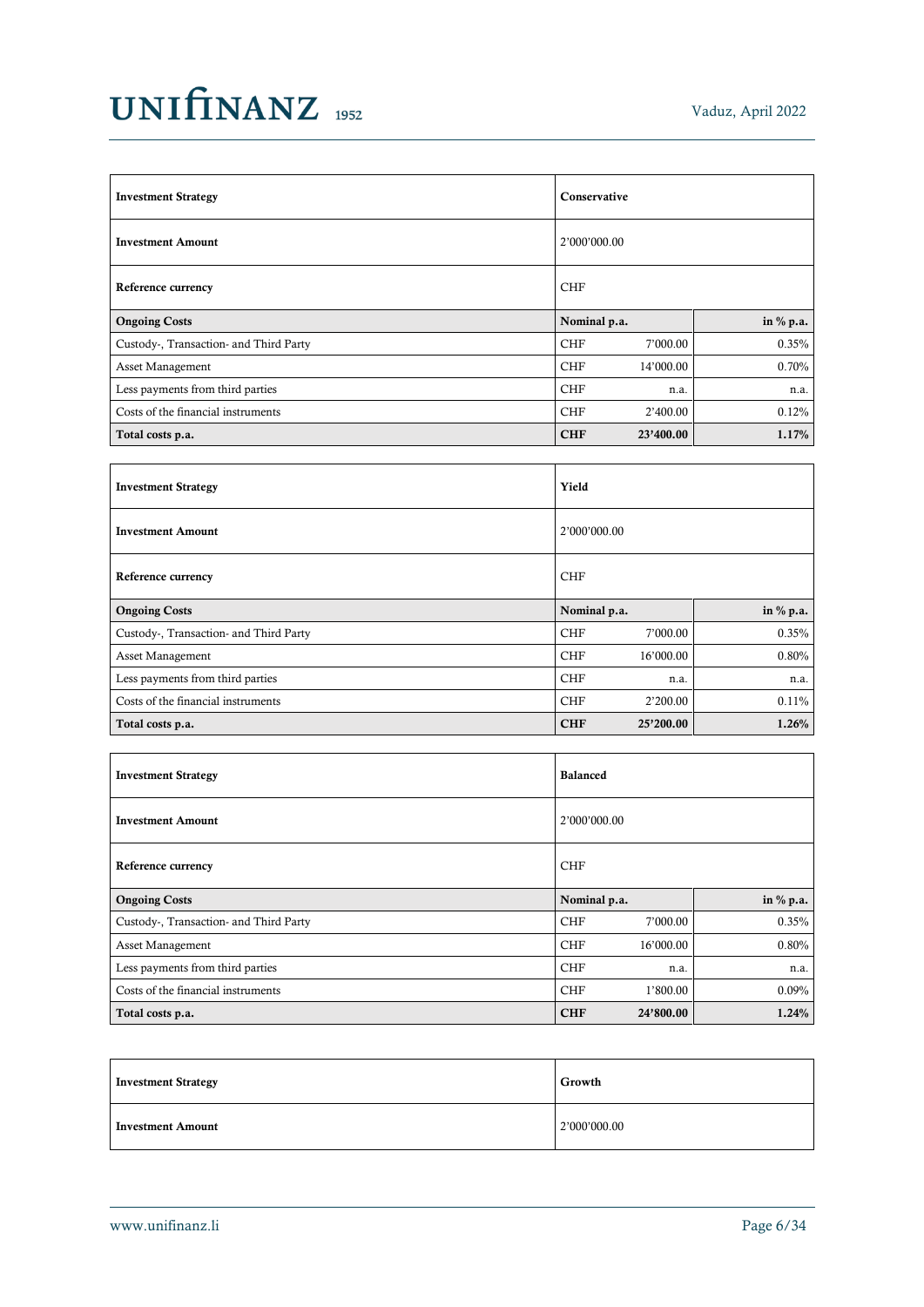| | | |
|---|---|---|
| **Investment Strategy** | **Conservative** | |
| **Investment Amount** | 2'000'000.00 | |
| **Reference currency** | CHF | |
| **Ongoing Costs** | **Nominal p.a.** | **in % p.a.** |
| Custody-, Transaction- and Third Party | CHF 7'000.00 | 0.35% |
| Asset Management | CHF 14'000.00 | 0.70% |
| Less payments from third parties | CHF n.a. | n.a. |
| Costs of the financial instruments | CHF 2'400.00 | 0.12% |
| **Total costs p.a.** | **CHF 23'400.00** | **1.17%** |

| | | |
|---|---|---|
| **Investment Strategy** | **Yield** | |
| **Investment Amount** | 2'000'000.00 | |
| **Reference currency** | CHF | |
| **Ongoing Costs** | **Nominal p.a.** | **in % p.a.** |
| Custody-, Transaction- and Third Party | CHF 7'000.00 | 0.35% |
| Asset Management | CHF 16'000.00 | 0.80% |
| Less payments from third parties | CHF n.a. | n.a. |
| Costs of the financial instruments | CHF 2'200.00 | 0.11% |
| **Total costs p.a.** | **CHF 25'200.00** | **1.26%** |

| | | |
|---|---|---|
| **Investment Strategy** | **Balanced** | |
| **Investment Amount** | 2'000'000.00 | |
| **Reference currency** | CHF | |
| **Ongoing Costs** | **Nominal p.a.** | **in % p.a.** |
| Custody-, Transaction- and Third Party | CHF 7'000.00 | 0.35% |
| Asset Management | CHF 16'000.00 | 0.80% |
| Less payments from third parties | CHF n.a. | n.a. |
| Costs of the financial instruments | CHF 1'800.00 | 0.09% |
| **Total costs p.a.** | **CHF 24'800.00** | **1.24%** |

| | |
|---|---|
| **Investment Strategy** | **Growth** |
| **Investment Amount** | 2'000'000.00 |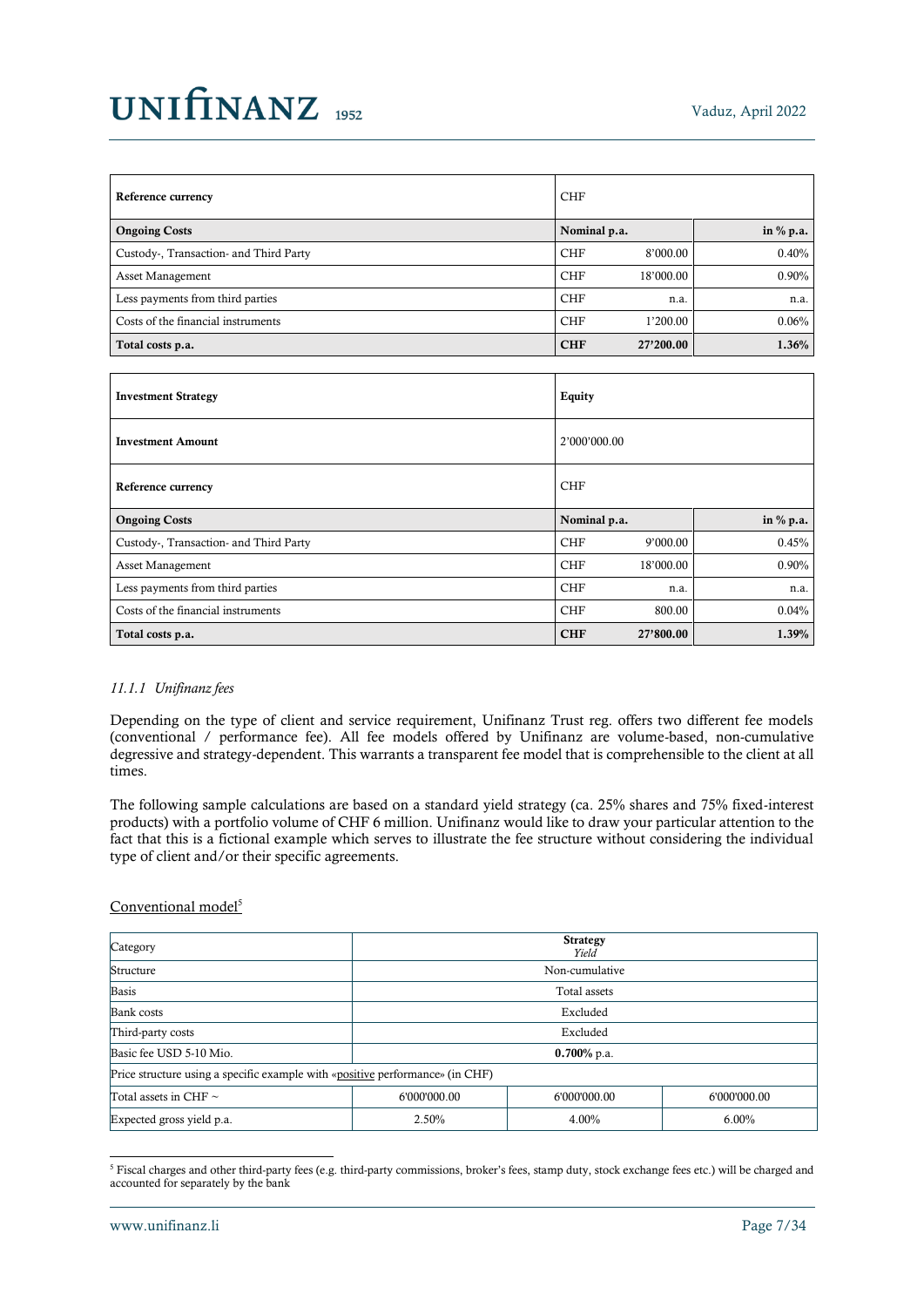| Reference currency | CHF | | |
|---|---|---|---|
| **Ongoing Costs** | **Nominal p.a.** | | **in % p.a.** |
| Custody-, Transaction- and Third Party | CHF | 8'000.00 | 0.40% |
| Asset Management | CHF | 18'000.00 | 0.90% |
| Less payments from third parties | CHF | n.a. | n.a. |
| Costs of the financial instruments | CHF | 1'200.00 | 0.06% |
| **Total costs p.a.** | **CHF** | **27'200.00** | **1.36%** |

| **Investment Strategy** | **Equity** | | |
|---|---|---|---|
| **Investment Amount** | 2'000'000.00 | | |
| **Reference currency** | CHF | | |
| **Ongoing Costs** | **Nominal p.a.** | | **in % p.a.** |
| Custody-, Transaction- and Third Party | CHF | 9'000.00 | 0.45% |
| Asset Management | CHF | 18'000.00 | 0.90% |
| Less payments from third parties | CHF | n.a. | n.a. |
| Costs of the financial instruments | CHF | 800.00 | 0.04% |
| **Total costs p.a.** | **CHF** | **27'800.00** | **1.39%** |

#### *11.1.1 Unifinanz fees*

Depending on the type of client and service requirement, Unifinanz Trust reg. offers two different fee models (conventional / performance fee). All fee models offered by Unifinanz are volume-based, non-cumulative degressive and strategy-dependent. This warrants a transparent fee model that is comprehensible to the client at all times.

The following sample calculations are based on a standard yield strategy (ca. 25% shares and 75% fixed-interest products) with a portfolio volume of CHF 6 million. Unifinanz would like to draw your particular attention to the fact that this is a fictional example which serves to illustrate the fee structure without considering the individual type of client and/or their specific agreements.

Conventional model[5]

| Category | **Strategy** *Yield* | | |
|---|---|---|---|
| Structure | Non-cumulative | | |
| Basis | Total assets | | |
| Bank costs | Excluded | | |
| Third-party costs | Excluded | | |
| Basic fee USD 5-10 Mio. | **0.700%** p.a. | | |
| Price structure using a specific example with «positive performance» (in CHF) | | | |
| Total assets in CHF ~ | 6'000'000.00 | 6'000'000.00 | 6'000'000.00 |
| Expected gross yield p.a. | 2.50% | 4.00% | 6.00% |

[5] Fiscal charges and other third-party fees (e.g. third-party commissions, broker's fees, stamp duty, stock exchange fees etc.) will be charged and accounted for separately by the bank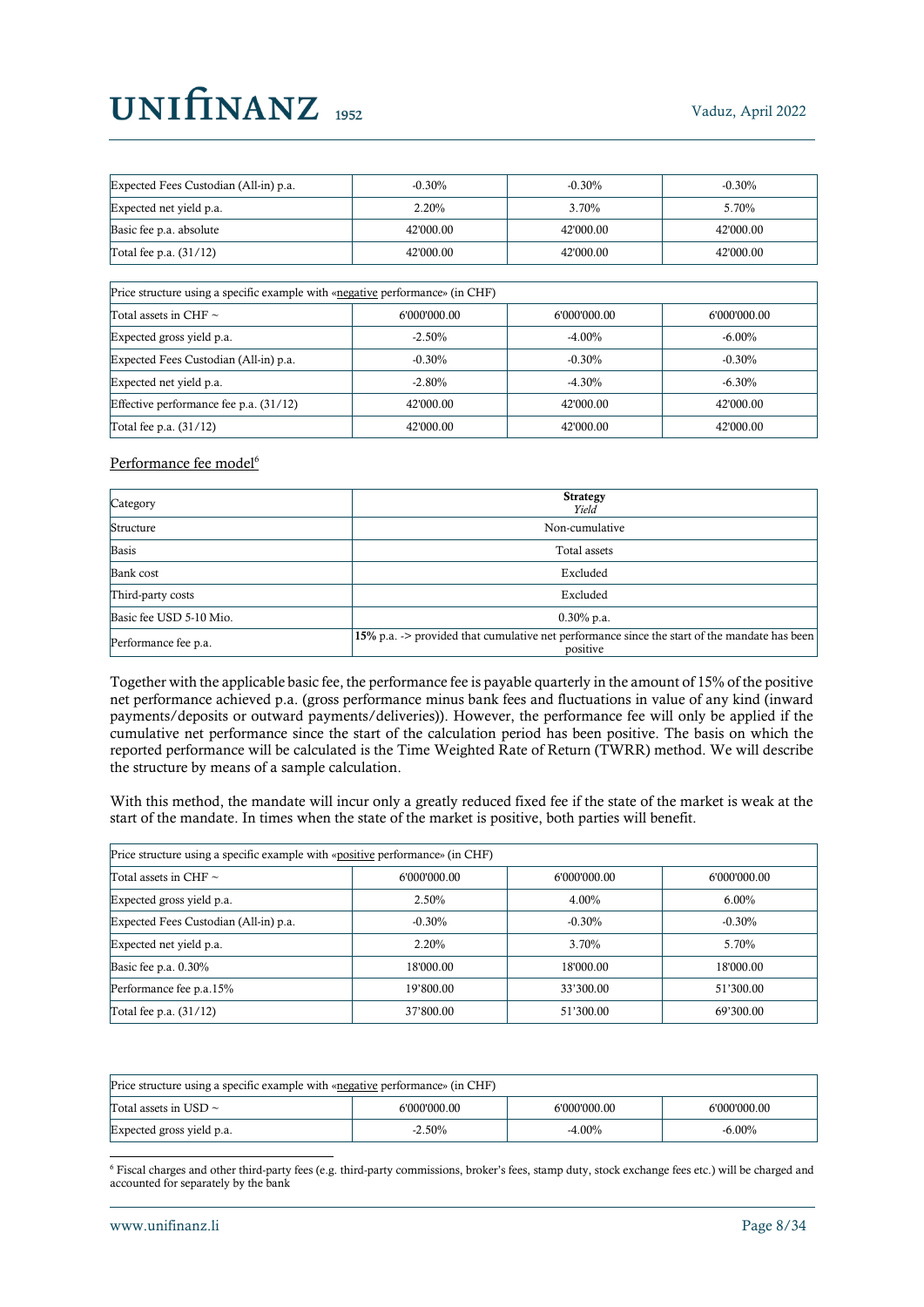| | | | |
|---|---|---|---|
| Expected Fees Custodian (All-in) p.a. | -0.30% | -0.30% | -0.30% |
| Expected net yield p.a. | 2.20% | 3.70% | 5.70% |
| Basic fee p.a. absolute | 42'000.00 | 42'000.00 | 42'000.00 |
| Total fee p.a. (31/12) | 42'000.00 | 42'000.00 | 42'000.00 |

| Price structure using a specific example with «negative performance» (in CHF) | | | |
|---|---|---|---|
| Total assets in CHF ~ | 6'000'000.00 | 6'000'000.00 | 6'000'000.00 |
| Expected gross yield p.a. | -2.50% | -4.00% | -6.00% |
| Expected Fees Custodian (All-in) p.a. | -0.30% | -0.30% | -0.30% |
| Expected net yield p.a. | -2.80% | -4.30% | -6.30% |
| Effective performance fee p.a. (31/12) | 42'000.00 | 42'000.00 | 42'000.00 |
| Total fee p.a. (31/12) | 42'000.00 | 42'000.00 | 42'000.00 |

Performance fee model[6]

| Category | **Strategy** *Yield* |
|---|---|
| Structure | Non-cumulative |
| Basis | Total assets |
| Bank cost | Excluded |
| Third-party costs | Excluded |
| Basic fee USD 5-10 Mio. | 0.30% p.a. |
| Performance fee p.a. | **15%** p.a. -> provided that cumulative net performance since the start of the mandate has been positive |

Together with the applicable basic fee, the performance fee is payable quarterly in the amount of 15% of the positive net performance achieved p.a. (gross performance minus bank fees and fluctuations in value of any kind (inward payments/deposits or outward payments/deliveries)). However, the performance fee will only be applied if the cumulative net performance since the start of the calculation period has been positive. The basis on which the reported performance will be calculated is the Time Weighted Rate of Return (TWRR) method. We will describe the structure by means of a sample calculation.

With this method, the mandate will incur only a greatly reduced fixed fee if the state of the market is weak at the start of the mandate. In times when the state of the market is positive, both parties will benefit.

| Price structure using a specific example with «positive performance» (in CHF) | | | |
|---|---|---|---|
| Total assets in CHF ~ | 6'000'000.00 | 6'000'000.00 | 6'000'000.00 |
| Expected gross yield p.a. | 2.50% | 4.00% | 6.00% |
| Expected Fees Custodian (All-in) p.a. | -0.30% | -0.30% | -0.30% |
| Expected net yield p.a. | 2.20% | 3.70% | 5.70% |
| Basic fee p.a. 0.30% | 18'000.00 | 18'000.00 | 18'000.00 |
| Performance fee p.a.15% | 19'800.00 | 33'300.00 | 51'300.00 |
| Total fee p.a. (31/12) | 37'800.00 | 51'300.00 | 69'300.00 |

| Price structure using a specific example with «negative performance» (in CHF) | | | |
|---|---|---|---|
| Total assets in USD ~ | 6'000'000.00 | 6'000'000.00 | 6'000'000.00 |
| Expected gross yield p.a. | -2.50% | -4.00% | -6.00% |

[6] Fiscal charges and other third-party fees (e.g. third-party commissions, broker's fees, stamp duty, stock exchange fees etc.) will be charged and accounted for separately by the bank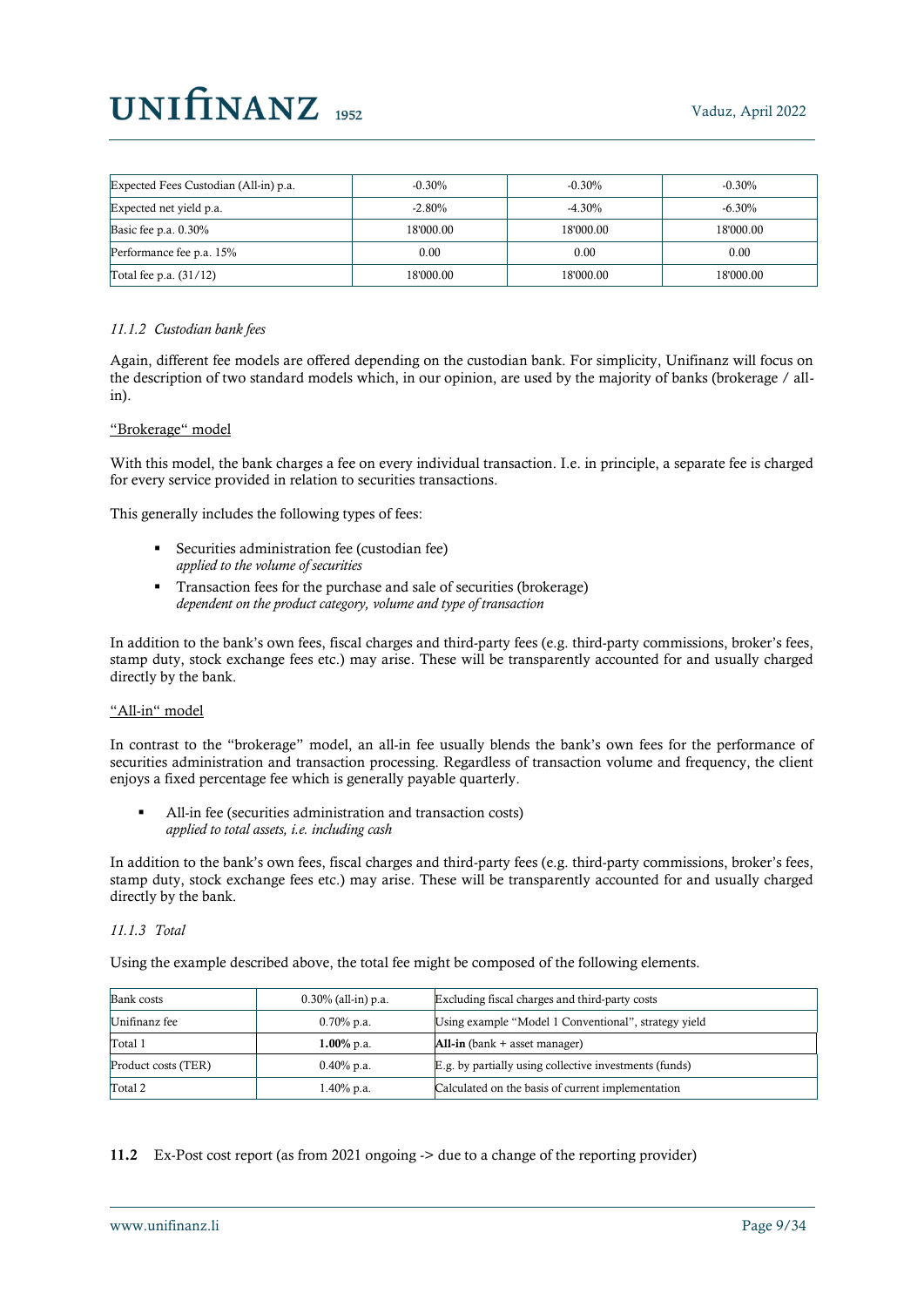| | | | |
|---|---|---|---|
| Expected Fees Custodian (All-in) p.a. | -0.30% | -0.30% | -0.30% |
| Expected net yield p.a. | -2.80% | -4.30% | -6.30% |
| Basic fee p.a. 0.30% | 18'000.00 | 18'000.00 | 18'000.00 |
| Performance fee p.a. 15% | 0.00 | 0.00 | 0.00 |
| Total fee p.a. (31/12) | 18'000.00 | 18'000.00 | 18'000.00 |

#### *11.1.2 Custodian bank fees*

Again, different fee models are offered depending on the custodian bank. For simplicity, Unifinanz will focus on the description of two standard models which, in our opinion, are used by the majority of banks (brokerage / all-in).

"Brokerage" model

With this model, the bank charges a fee on every individual transaction. I.e. in principle, a separate fee is charged for every service provided in relation to securities transactions.

This generally includes the following types of fees:

- Securities administration fee (custodian fee)
  *applied to the volume of securities*
- Transaction fees for the purchase and sale of securities (brokerage)
  *dependent on the product category, volume and type of transaction*

In addition to the bank's own fees, fiscal charges and third-party fees (e.g. third-party commissions, broker's fees, stamp duty, stock exchange fees etc.) may arise. These will be transparently accounted for and usually charged directly by the bank.

"All-in" model

In contrast to the "brokerage" model, an all-in fee usually blends the bank's own fees for the performance of securities administration and transaction processing. Regardless of transaction volume and frequency, the client enjoys a fixed percentage fee which is generally payable quarterly.

- All-in fee (securities administration and transaction costs)
  *applied to total assets, i.e. including cash*

In addition to the bank's own fees, fiscal charges and third-party fees (e.g. third-party commissions, broker's fees, stamp duty, stock exchange fees etc.) may arise. These will be transparently accounted for and usually charged directly by the bank.

#### *11.1.3 Total*

Using the example described above, the total fee might be composed of the following elements.

| | | |
|---|---|---|
| Bank costs | 0.30% (all-in) p.a. | Excluding fiscal charges and third-party costs |
| Unifinanz fee | 0.70% p.a. | Using example "Model 1 Conventional", strategy yield |
| Total 1 | **1.00%** p.a. | **All-in** (bank + asset manager) |
| Product costs (TER) | 0.40% p.a. | E.g. by partially using collective investments (funds) |
| Total 2 | 1.40% p.a. | Calculated on the basis of current implementation |

### **11.2** Ex-Post cost report (as from 2021 ongoing -> due to a change of the reporting provider)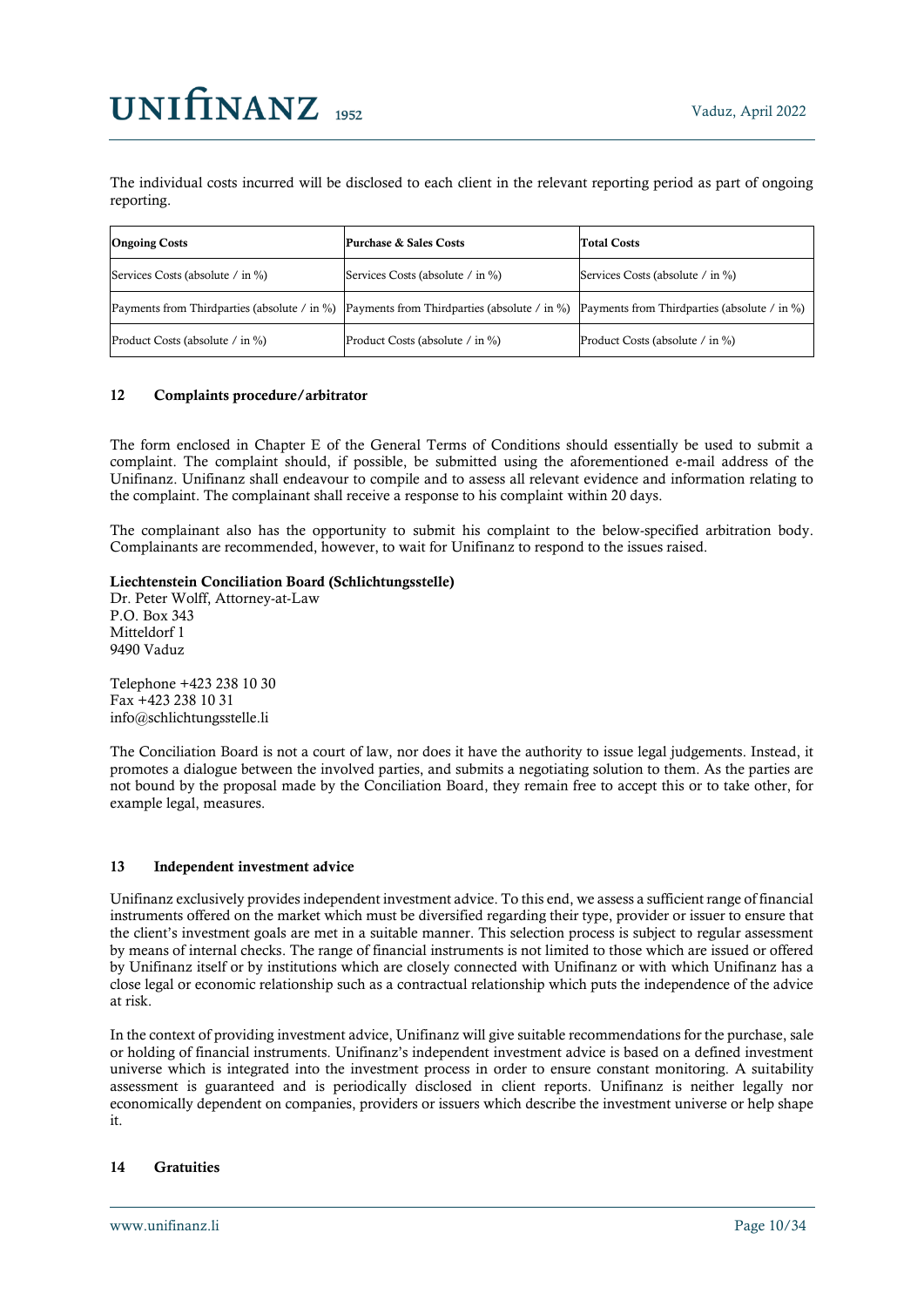The individual costs incurred will be disclosed to each client in the relevant reporting period as part of ongoing reporting.

| **Ongoing Costs** | **Purchase & Sales Costs** | **Total Costs** |
|---|---|---|
| Services Costs (absolute / in %) | Services Costs (absolute / in %) | Services Costs (absolute / in %) |
| Payments from Thirdparties (absolute / in %) | Payments from Thirdparties (absolute / in %) | Payments from Thirdparties (absolute / in %) |
| Product Costs (absolute / in %) | Product Costs (absolute / in %) | Product Costs (absolute / in %) |

## 12 Complaints procedure/arbitrator

The form enclosed in Chapter E of the General Terms of Conditions should essentially be used to submit a complaint. The complaint should, if possible, be submitted using the aforementioned e-mail address of the Unifinanz. Unifinanz shall endeavour to compile and to assess all relevant evidence and information relating to the complaint. The complainant shall receive a response to his complaint within 20 days.

The complainant also has the opportunity to submit his complaint to the below-specified arbitration body. Complainants are recommended, however, to wait for Unifinanz to respond to the issues raised.

**Liechtenstein Conciliation Board (Schlichtungsstelle)**
Dr. Peter Wolff, Attorney-at-Law
P.O. Box 343
Mitteldorf 1
9490 Vaduz

Telephone +423 238 10 30
Fax +423 238 10 31
info@schlichtungsstelle.li

The Conciliation Board is not a court of law, nor does it have the authority to issue legal judgements. Instead, it promotes a dialogue between the involved parties, and submits a negotiating solution to them. As the parties are not bound by the proposal made by the Conciliation Board, they remain free to accept this or to take other, for example legal, measures.

## 13 Independent investment advice

Unifinanz exclusively provides independent investment advice. To this end, we assess a sufficient range of financial instruments offered on the market which must be diversified regarding their type, provider or issuer to ensure that the client's investment goals are met in a suitable manner. This selection process is subject to regular assessment by means of internal checks. The range of financial instruments is not limited to those which are issued or offered by Unifinanz itself or by institutions which are closely connected with Unifinanz or with which Unifinanz has a close legal or economic relationship such as a contractual relationship which puts the independence of the advice at risk.

In the context of providing investment advice, Unifinanz will give suitable recommendations for the purchase, sale or holding of financial instruments. Unifinanz's independent investment advice is based on a defined investment universe which is integrated into the investment process in order to ensure constant monitoring. A suitability assessment is guaranteed and is periodically disclosed in client reports. Unifinanz is neither legally nor economically dependent on companies, providers or issuers which describe the investment universe or help shape it.

## 14 Gratuities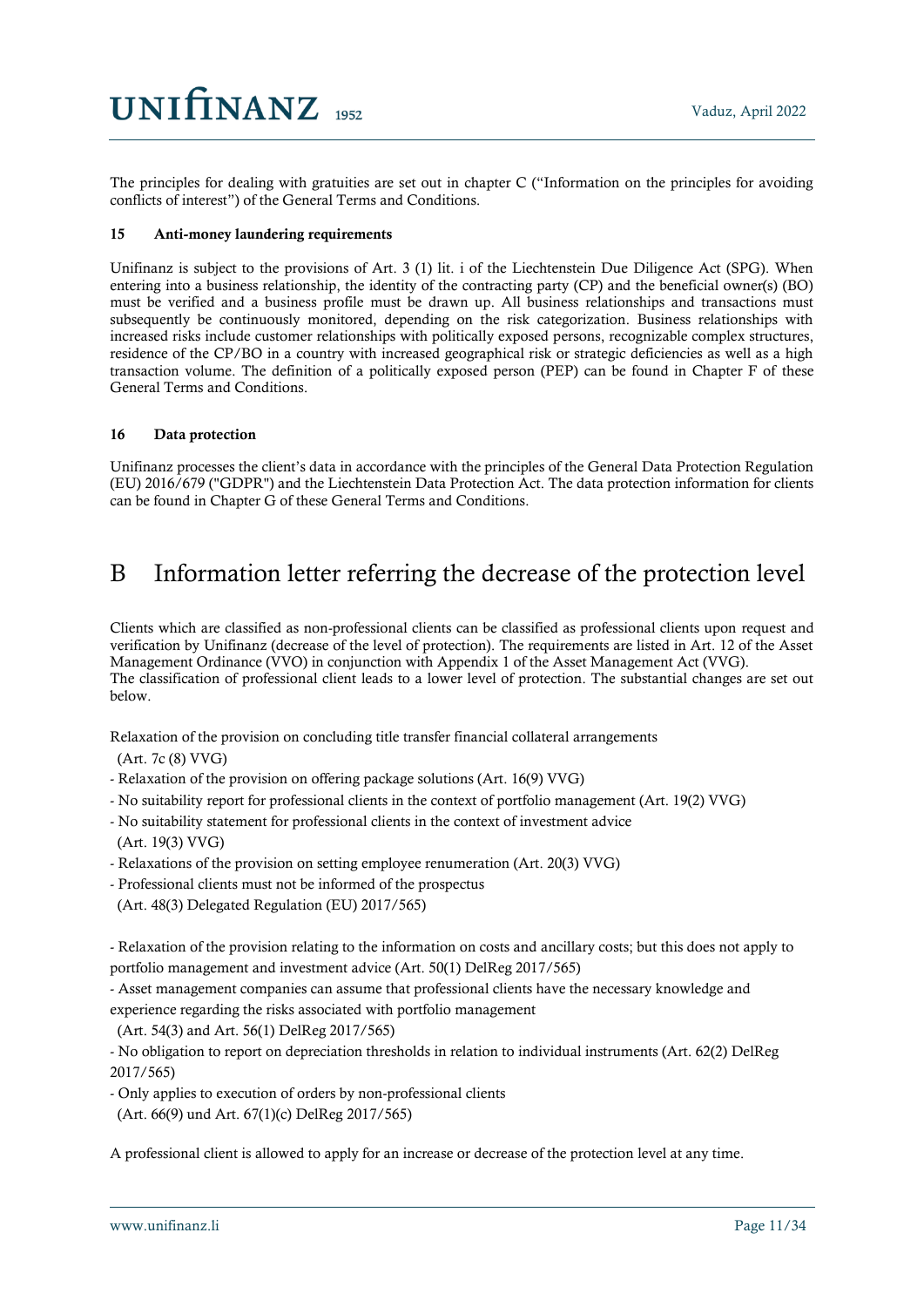The principles for dealing with gratuities are set out in chapter C ("Information on the principles for avoiding conflicts of interest") of the General Terms and Conditions.

### 15 Anti-money laundering requirements

Unifinanz is subject to the provisions of Art. 3 (1) lit. i of the Liechtenstein Due Diligence Act (SPG). When entering into a business relationship, the identity of the contracting party (CP) and the beneficial owner(s) (BO) must be verified and a business profile must be drawn up. All business relationships and transactions must subsequently be continuously monitored, depending on the risk categorization. Business relationships with increased risks include customer relationships with politically exposed persons, recognizable complex structures, residence of the CP/BO in a country with increased geographical risk or strategic deficiencies as well as a high transaction volume. The definition of a politically exposed person (PEP) can be found in Chapter F of these General Terms and Conditions.

### 16 Data protection

Unifinanz processes the client's data in accordance with the principles of the General Data Protection Regulation (EU) 2016/679 ("GDPR") and the Liechtenstein Data Protection Act. The data protection information for clients can be found in Chapter G of these General Terms and Conditions.

# B Information letter referring the decrease of the protection level

Clients which are classified as non-professional clients can be classified as professional clients upon request and verification by Unifinanz (decrease of the level of protection). The requirements are listed in Art. 12 of the Asset Management Ordinance (VVO) in conjunction with Appendix 1 of the Asset Management Act (VVG).
The classification of professional client leads to a lower level of protection. The substantial changes are set out below.

Relaxation of the provision on concluding title transfer financial collateral arrangements (Art. 7c (8) VVG)
- Relaxation of the provision on offering package solutions (Art. 16(9) VVG)
- No suitability report for professional clients in the context of portfolio management (Art. 19(2) VVG)
- No suitability statement for professional clients in the context of investment advice (Art. 19(3) VVG)
- Relaxations of the provision on setting employee renumeration (Art. 20(3) VVG)
- Professional clients must not be informed of the prospectus (Art. 48(3) Delegated Regulation (EU) 2017/565)

- Relaxation of the provision relating to the information on costs and ancillary costs; but this does not apply to portfolio management and investment advice (Art. 50(1) DelReg 2017/565)
- Asset management companies can assume that professional clients have the necessary knowledge and experience regarding the risks associated with portfolio management (Art. 54(3) and Art. 56(1) DelReg 2017/565)
- No obligation to report on depreciation thresholds in relation to individual instruments (Art. 62(2) DelReg 2017/565)
- Only applies to execution of orders by non-professional clients (Art. 66(9) und Art. 67(1)(c) DelReg 2017/565)

A professional client is allowed to apply for an increase or decrease of the protection level at any time.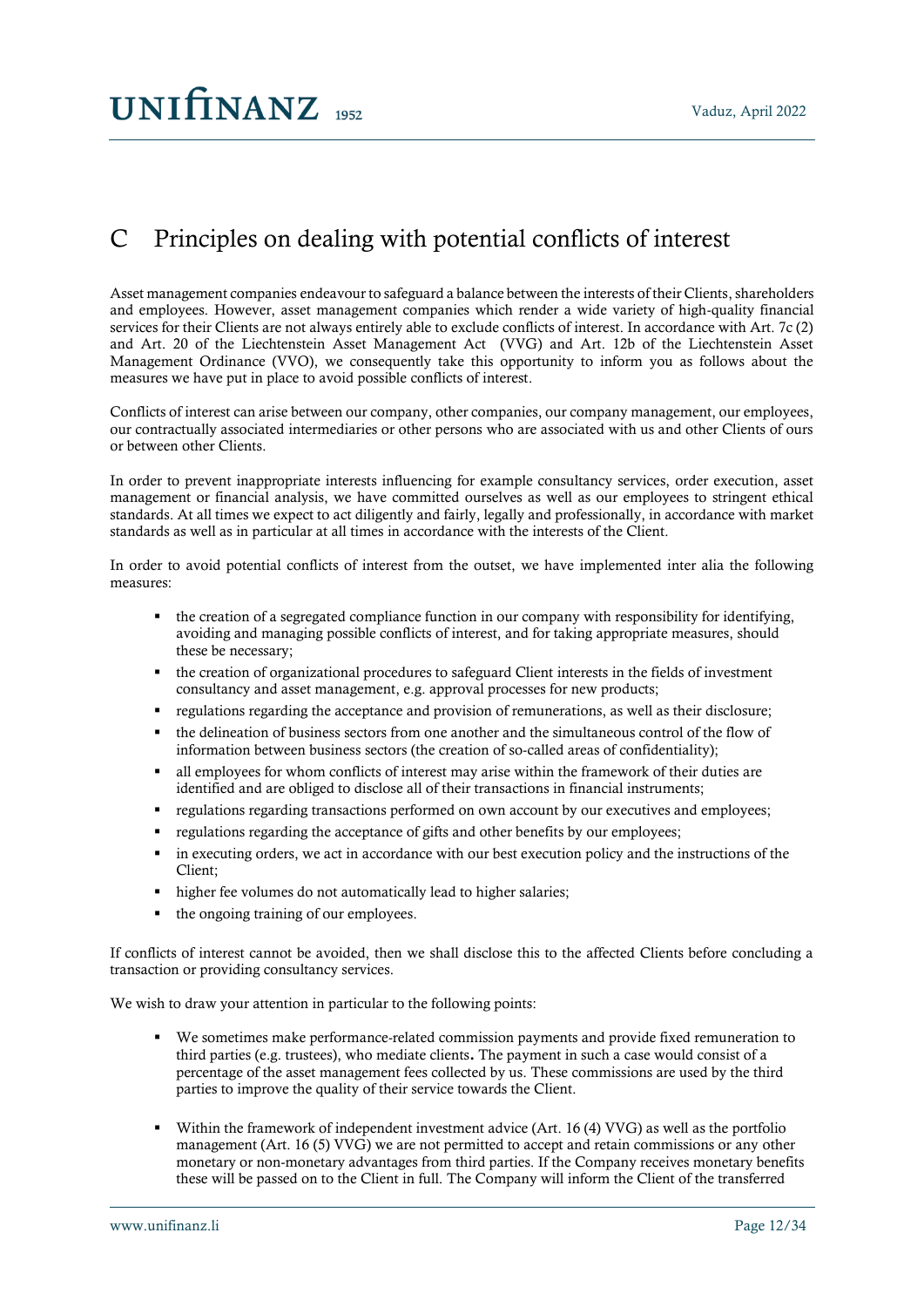# C Principles on dealing with potential conflicts of interest

Asset management companies endeavour to safeguard a balance between the interests of their Clients, shareholders and employees. However, asset management companies which render a wide variety of high-quality financial services for their Clients are not always entirely able to exclude conflicts of interest. In accordance with Art. 7c (2) and Art. 20 of the Liechtenstein Asset Management Act (VVG) and Art. 12b of the Liechtenstein Asset Management Ordinance (VVO), we consequently take this opportunity to inform you as follows about the measures we have put in place to avoid possible conflicts of interest.

Conflicts of interest can arise between our company, other companies, our company management, our employees, our contractually associated intermediaries or other persons who are associated with us and other Clients of ours or between other Clients.

In order to prevent inappropriate interests influencing for example consultancy services, order execution, asset management or financial analysis, we have committed ourselves as well as our employees to stringent ethical standards. At all times we expect to act diligently and fairly, legally and professionally, in accordance with market standards as well as in particular at all times in accordance with the interests of the Client.

In order to avoid potential conflicts of interest from the outset, we have implemented inter alia the following measures:

- the creation of a segregated compliance function in our company with responsibility for identifying, avoiding and managing possible conflicts of interest, and for taking appropriate measures, should these be necessary;
- the creation of organizational procedures to safeguard Client interests in the fields of investment consultancy and asset management, e.g. approval processes for new products;
- regulations regarding the acceptance and provision of remunerations, as well as their disclosure;
- the delineation of business sectors from one another and the simultaneous control of the flow of information between business sectors (the creation of so-called areas of confidentiality);
- all employees for whom conflicts of interest may arise within the framework of their duties are identified and are obliged to disclose all of their transactions in financial instruments;
- regulations regarding transactions performed on own account by our executives and employees;
- regulations regarding the acceptance of gifts and other benefits by our employees;
- in executing orders, we act in accordance with our best execution policy and the instructions of the Client;
- higher fee volumes do not automatically lead to higher salaries;
- the ongoing training of our employees.

If conflicts of interest cannot be avoided, then we shall disclose this to the affected Clients before concluding a transaction or providing consultancy services.

We wish to draw your attention in particular to the following points:

- We sometimes make performance-related commission payments and provide fixed remuneration to third parties (e.g. trustees), who mediate clients**.** The payment in such a case would consist of a percentage of the asset management fees collected by us. These commissions are used by the third parties to improve the quality of their service towards the Client.

- Within the framework of independent investment advice (Art. 16 (4) VVG) as well as the portfolio management (Art. 16 (5) VVG) we are not permitted to accept and retain commissions or any other monetary or non-monetary advantages from third parties. If the Company receives monetary benefits these will be passed on to the Client in full. The Company will inform the Client of the transferred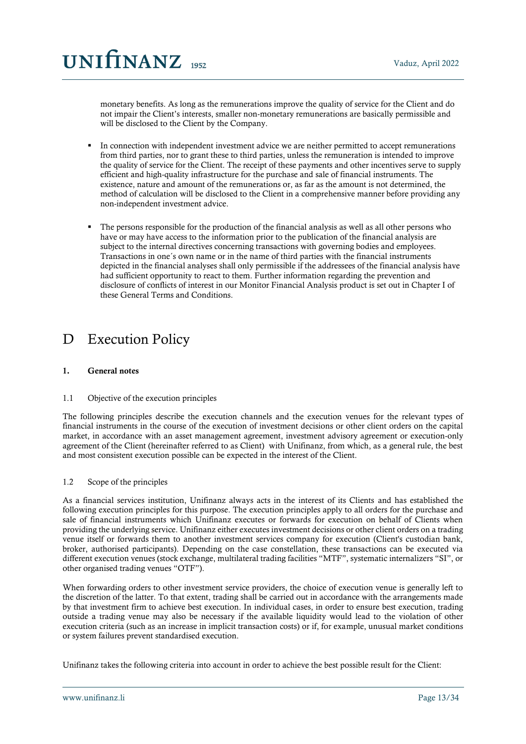monetary benefits. As long as the remunerations improve the quality of service for the Client and do not impair the Client's interests, smaller non-monetary remunerations are basically permissible and will be disclosed to the Client by the Company.

- In connection with independent investment advice we are neither permitted to accept remunerations from third parties, nor to grant these to third parties, unless the remuneration is intended to improve the quality of service for the Client. The receipt of these payments and other incentives serve to supply efficient and high-quality infrastructure for the purchase and sale of financial instruments. The existence, nature and amount of the remunerations or, as far as the amount is not determined, the method of calculation will be disclosed to the Client in a comprehensive manner before providing any non-independent investment advice.

- The persons responsible for the production of the financial analysis as well as all other persons who have or may have access to the information prior to the publication of the financial analysis are subject to the internal directives concerning transactions with governing bodies and employees. Transactions in one´s own name or in the name of third parties with the financial instruments depicted in the financial analyses shall only permissible if the addressees of the financial analysis have had sufficient opportunity to react to them. Further information regarding the prevention and disclosure of conflicts of interest in our Monitor Financial Analysis product is set out in Chapter I of these General Terms and Conditions.

# D Execution Policy

**1. General notes**

1.1 Objective of the execution principles

The following principles describe the execution channels and the execution venues for the relevant types of financial instruments in the course of the execution of investment decisions or other client orders on the capital market, in accordance with an asset management agreement, investment advisory agreement or execution-only agreement of the Client (hereinafter referred to as Client) with Unifinanz, from which, as a general rule, the best and most consistent execution possible can be expected in the interest of the Client.

1.2 Scope of the principles

As a financial services institution, Unifinanz always acts in the interest of its Clients and has established the following execution principles for this purpose. The execution principles apply to all orders for the purchase and sale of financial instruments which Unifinanz executes or forwards for execution on behalf of Clients when providing the underlying service. Unifinanz either executes investment decisions or other client orders on a trading venue itself or forwards them to another investment services company for execution (Client's custodian bank, broker, authorised participants). Depending on the case constellation, these transactions can be executed via different execution venues (stock exchange, multilateral trading facilities "MTF", systematic internalizers "SI", or other organised trading venues "OTF").

When forwarding orders to other investment service providers, the choice of execution venue is generally left to the discretion of the latter. To that extent, trading shall be carried out in accordance with the arrangements made by that investment firm to achieve best execution. In individual cases, in order to ensure best execution, trading outside a trading venue may also be necessary if the available liquidity would lead to the violation of other execution criteria (such as an increase in implicit transaction costs) or if, for example, unusual market conditions or system failures prevent standardised execution.

Unifinanz takes the following criteria into account in order to achieve the best possible result for the Client: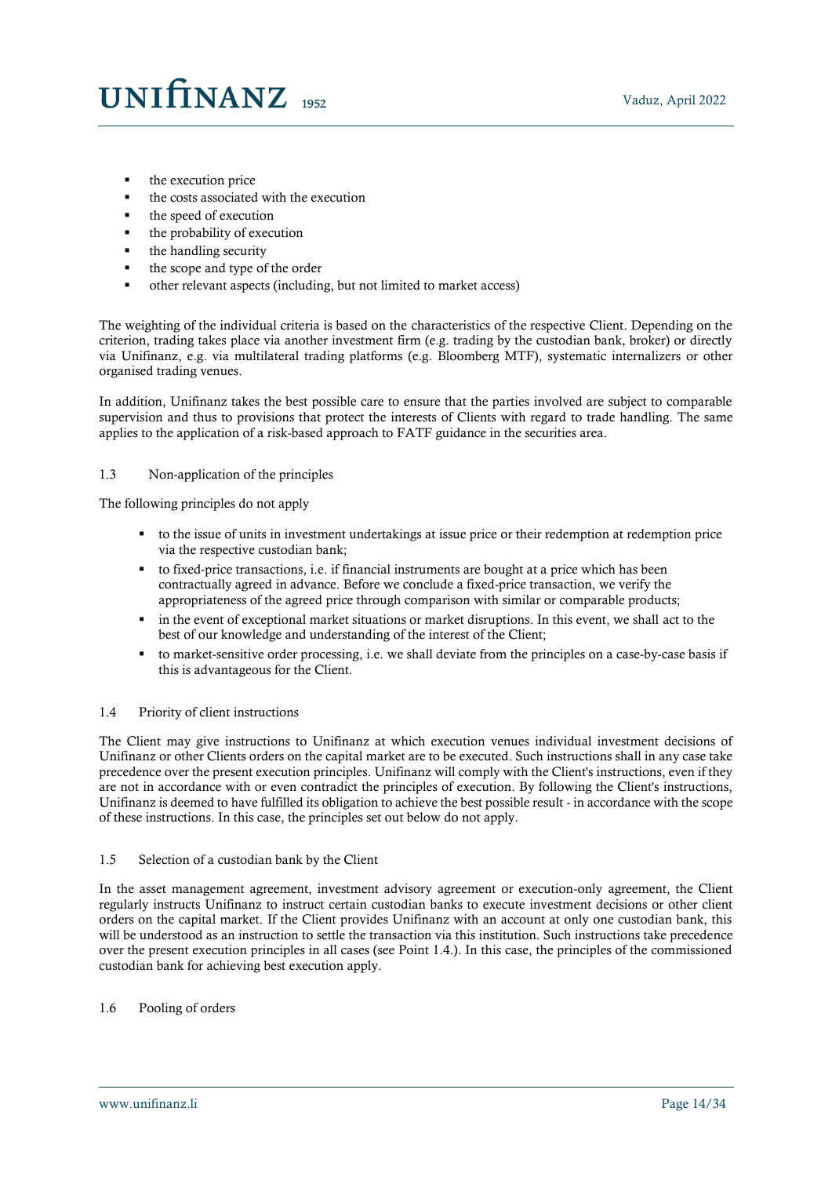- the execution price
- the costs associated with the execution
- the speed of execution
- the probability of execution
- the handling security
- the scope and type of the order
- other relevant aspects (including, but not limited to market access)

The weighting of the individual criteria is based on the characteristics of the respective Client. Depending on the criterion, trading takes place via another investment firm (e.g. trading by the custodian bank, broker) or directly via Unifinanz, e.g. via multilateral trading platforms (e.g. Bloomberg MTF), systematic internalizers or other organised trading venues.

In addition, Unifinanz takes the best possible care to ensure that the parties involved are subject to comparable supervision and thus to provisions that protect the interests of Clients with regard to trade handling. The same applies to the application of a risk-based approach to FATF guidance in the securities area.

### 1.3 Non-application of the principles

The following principles do not apply

- to the issue of units in investment undertakings at issue price or their redemption at redemption price via the respective custodian bank;
- to fixed-price transactions, i.e. if financial instruments are bought at a price which has been contractually agreed in advance. Before we conclude a fixed-price transaction, we verify the appropriateness of the agreed price through comparison with similar or comparable products;
- in the event of exceptional market situations or market disruptions. In this event, we shall act to the best of our knowledge and understanding of the interest of the Client;
- to market-sensitive order processing, i.e. we shall deviate from the principles on a case-by-case basis if this is advantageous for the Client.

### 1.4 Priority of client instructions

The Client may give instructions to Unifinanz at which execution venues individual investment decisions of Unifinanz or other Clients orders on the capital market are to be executed. Such instructions shall in any case take precedence over the present execution principles. Unifinanz will comply with the Client's instructions, even if they are not in accordance with or even contradict the principles of execution. By following the Client's instructions, Unifinanz is deemed to have fulfilled its obligation to achieve the best possible result - in accordance with the scope of these instructions. In this case, the principles set out below do not apply.

### 1.5 Selection of a custodian bank by the Client

In the asset management agreement, investment advisory agreement or execution-only agreement, the Client regularly instructs Unifinanz to instruct certain custodian banks to execute investment decisions or other client orders on the capital market. If the Client provides Unifinanz with an account at only one custodian bank, this will be understood as an instruction to settle the transaction via this institution. Such instructions take precedence over the present execution principles in all cases (see Point 1.4.). In this case, the principles of the commissioned custodian bank for achieving best execution apply.

### 1.6 Pooling of orders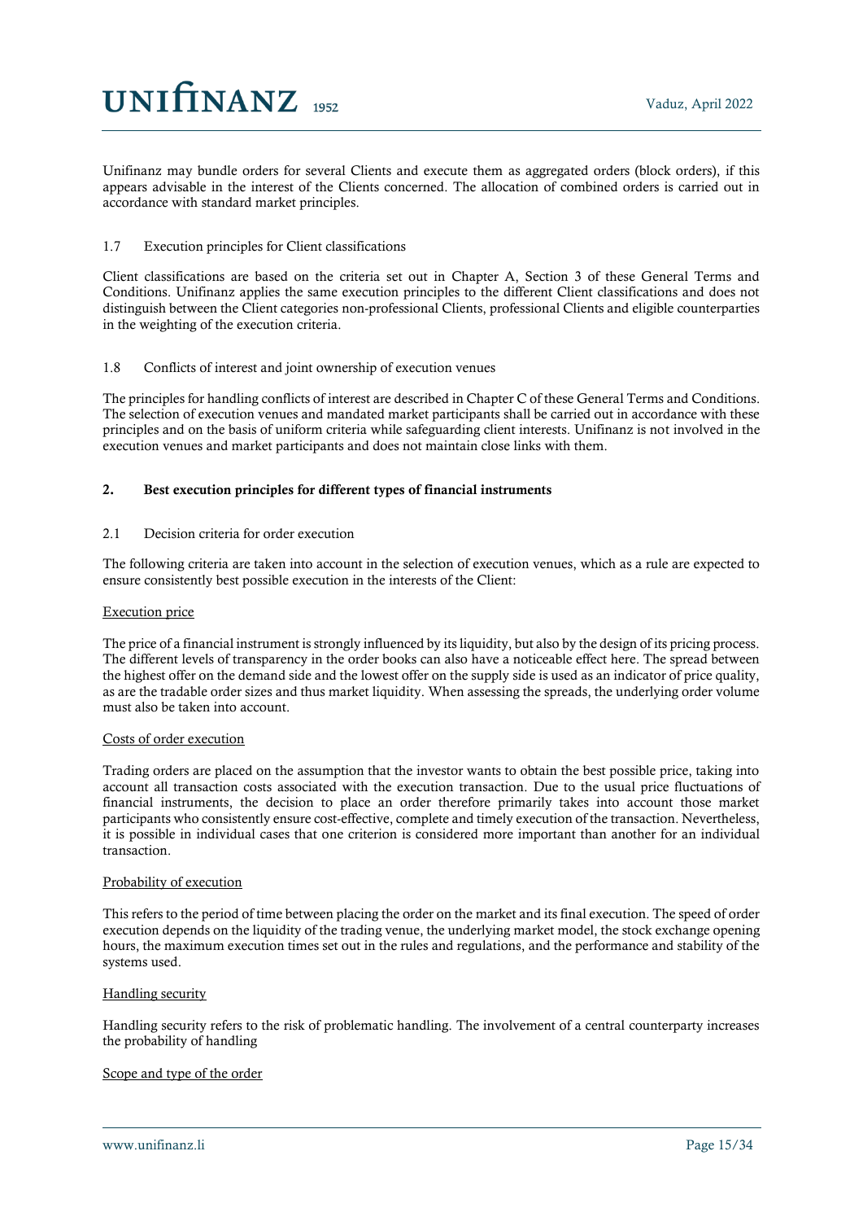Unifinanz may bundle orders for several Clients and execute them as aggregated orders (block orders), if this appears advisable in the interest of the Clients concerned. The allocation of combined orders is carried out in accordance with standard market principles.

### 1.7 Execution principles for Client classifications

Client classifications are based on the criteria set out in Chapter A, Section 3 of these General Terms and Conditions. Unifinanz applies the same execution principles to the different Client classifications and does not distinguish between the Client categories non-professional Clients, professional Clients and eligible counterparties in the weighting of the execution criteria.

### 1.8 Conflicts of interest and joint ownership of execution venues

The principles for handling conflicts of interest are described in Chapter C of these General Terms and Conditions. The selection of execution venues and mandated market participants shall be carried out in accordance with these principles and on the basis of uniform criteria while safeguarding client interests. Unifinanz is not involved in the execution venues and market participants and does not maintain close links with them.

## 2. Best execution principles for different types of financial instruments

### 2.1 Decision criteria for order execution

The following criteria are taken into account in the selection of execution venues, which as a rule are expected to ensure consistently best possible execution in the interests of the Client:

<u>Execution price</u>

The price of a financial instrument is strongly influenced by its liquidity, but also by the design of its pricing process. The different levels of transparency in the order books can also have a noticeable effect here. The spread between the highest offer on the demand side and the lowest offer on the supply side is used as an indicator of price quality, as are the tradable order sizes and thus market liquidity. When assessing the spreads, the underlying order volume must also be taken into account.

<u>Costs of order execution</u>

Trading orders are placed on the assumption that the investor wants to obtain the best possible price, taking into account all transaction costs associated with the execution transaction. Due to the usual price fluctuations of financial instruments, the decision to place an order therefore primarily takes into account those market participants who consistently ensure cost-effective, complete and timely execution of the transaction. Nevertheless, it is possible in individual cases that one criterion is considered more important than another for an individual transaction.

<u>Probability of execution</u>

This refers to the period of time between placing the order on the market and its final execution. The speed of order execution depends on the liquidity of the trading venue, the underlying market model, the stock exchange opening hours, the maximum execution times set out in the rules and regulations, and the performance and stability of the systems used.

<u>Handling security</u>

Handling security refers to the risk of problematic handling. The involvement of a central counterparty increases the probability of handling

<u>Scope and type of the order</u>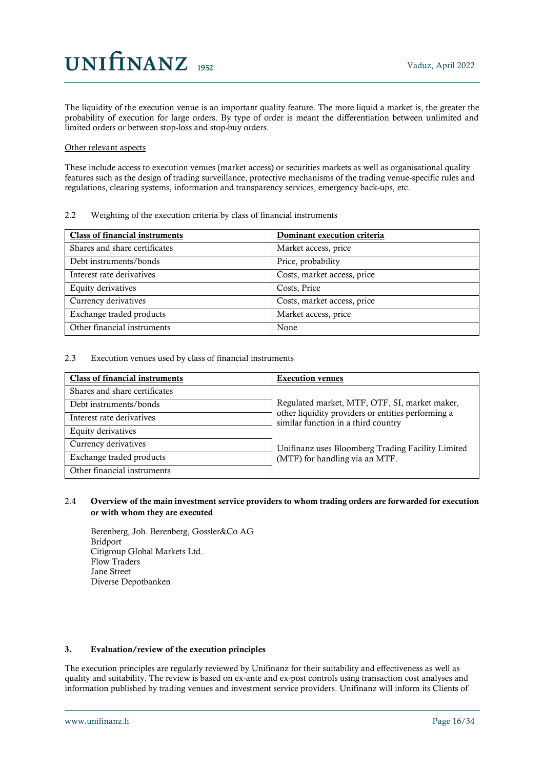The liquidity of the execution venue is an important quality feature. The more liquid a market is, the greater the probability of execution for large orders. By type of order is meant the differentiation between unlimited and limited orders or between stop-loss and stop-buy orders.

Other relevant aspects

These include access to execution venues (market access) or securities markets as well as organisational quality features such as the design of trading surveillance, protective mechanisms of the trading venue-specific rules and regulations, clearing systems, information and transparency services, emergency back-ups, etc.

2.2 Weighting of the execution criteria by class of financial instruments

| Class of financial instruments | Dominant execution criteria |
|---|---|
| Shares and share certificates | Market access, price |
| Debt instruments/bonds | Price, probability |
| Interest rate derivatives | Costs, market access, price |
| Equity derivatives | Costs, Price |
| Currency derivatives | Costs, market access, price |
| Exchange traded products | Market access, price |
| Other financial instruments | None |

2.3 Execution venues used by class of financial instruments

| Class of financial instruments | Execution venues |
|---|---|
| Shares and share certificates | Regulated market, MTF, OTF, SI, market maker, other liquidity providers or entities performing a similar function in a third country<br><br>Unifinanz uses Bloomberg Trading Facility Limited (MTF) for handling via an MTF. |
| Debt instruments/bonds | |
| Interest rate derivatives | |
| Equity derivatives | |
| Currency derivatives | |
| Exchange traded products | |
| Other financial instruments | |

2.4 **Overview of the main investment service providers to whom trading orders are forwarded for execution or with whom they are executed**

Berenberg, Joh. Berenberg, Gossler&Co AG
Bridport
Citigroup Global Markets Ltd.
Flow Traders
Jane Street
Diverse Depotbanken

## 3. Evaluation/review of the execution principles

The execution principles are regularly reviewed by Unifinanz for their suitability and effectiveness as well as quality and suitability. The review is based on ex-ante and ex-post controls using transaction cost analyses and information published by trading venues and investment service providers. Unifinanz will inform its Clients of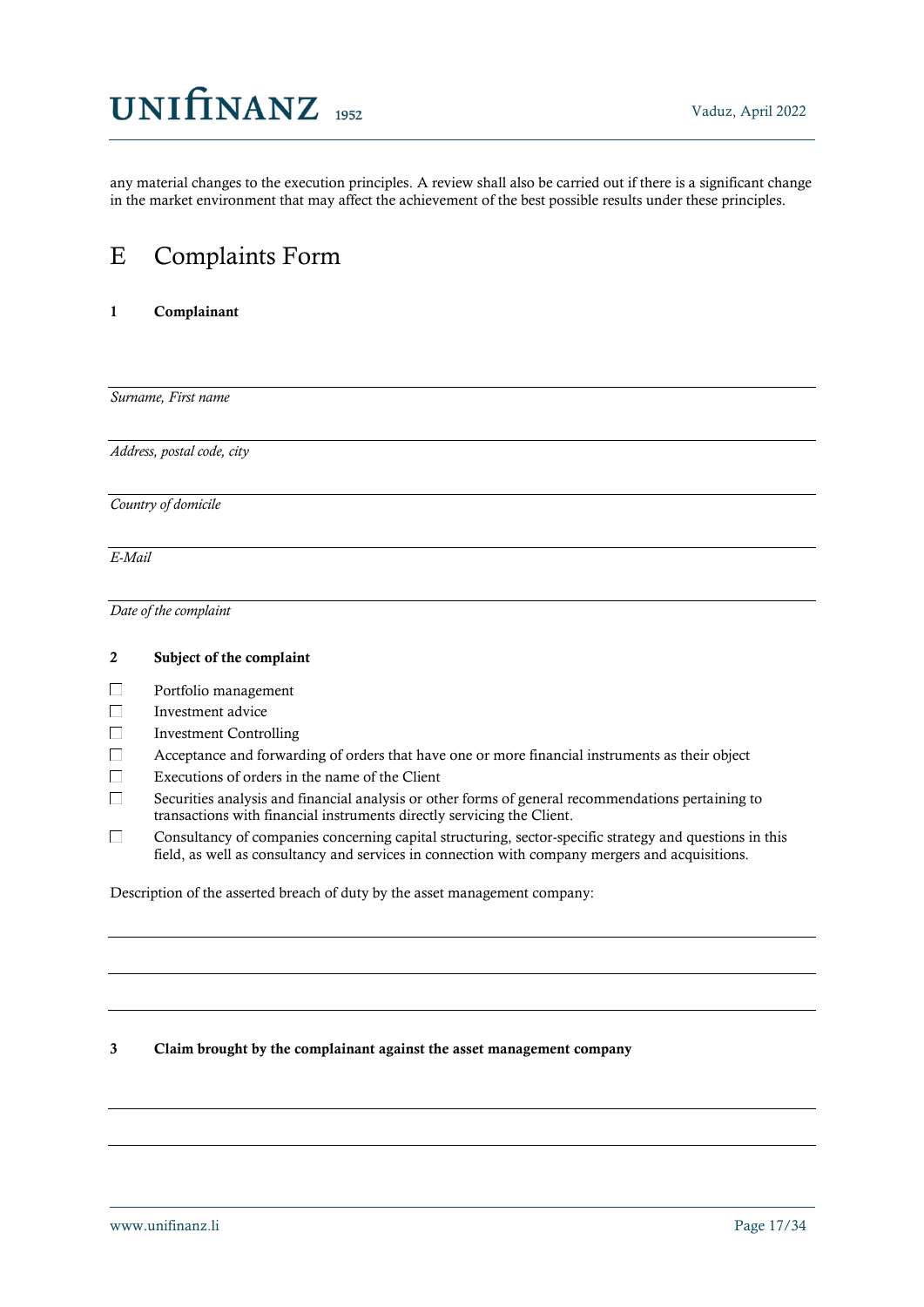any material changes to the execution principles. A review shall also be carried out if there is a significant change in the market environment that may affect the achievement of the best possible results under these principles.

# E Complaints Form

**1 Complainant**

_______________________________________________

*Surname, First name*

_______________________________________________

*Address, postal code, city*

_______________________________________________

*Country of domicile*

_______________________________________________

*E-Mail*

_______________________________________________

*Date of the complaint*

**2 Subject of the complaint**

- ☐ Portfolio management
- ☐ Investment advice
- ☐ Investment Controlling
- ☐ Acceptance and forwarding of orders that have one or more financial instruments as their object
- ☐ Executions of orders in the name of the Client
- ☐ Securities analysis and financial analysis or other forms of general recommendations pertaining to transactions with financial instruments directly servicing the Client.
- ☐ Consultancy of companies concerning capital structuring, sector-specific strategy and questions in this field, as well as consultancy and services in connection with company mergers and acquisitions.

Description of the asserted breach of duty by the asset management company:

_______________________________________________

_______________________________________________

_______________________________________________

**3 Claim brought by the complainant against the asset management company**

_______________________________________________

_______________________________________________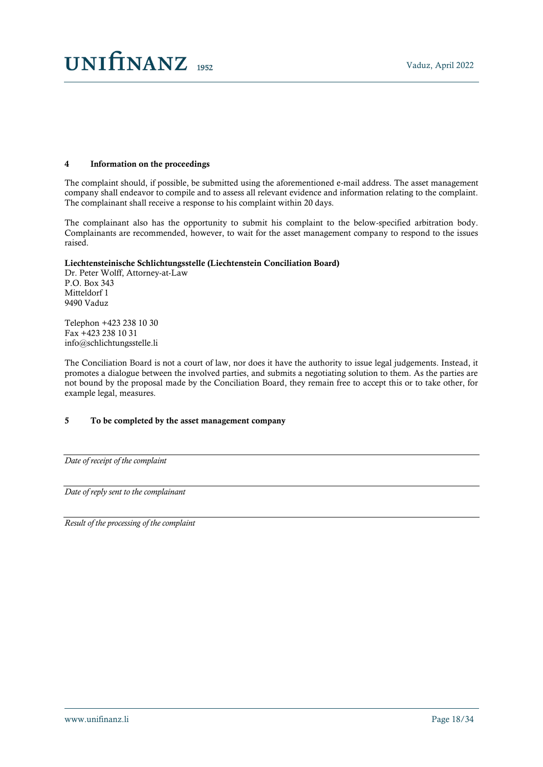## 4 Information on the proceedings

The complaint should, if possible, be submitted using the aforementioned e-mail address. The asset management company shall endeavor to compile and to assess all relevant evidence and information relating to the complaint. The complainant shall receive a response to his complaint within 20 days.

The complainant also has the opportunity to submit his complaint to the below-specified arbitration body. Complainants are recommended, however, to wait for the asset management company to respond to the issues raised.

**Liechtensteinische Schlichtungsstelle (Liechtenstein Conciliation Board)**
Dr. Peter Wolff, Attorney-at-Law
P.O. Box 343
Mitteldorf 1
9490 Vaduz

Telephon +423 238 10 30
Fax +423 238 10 31
info@schlichtungsstelle.li

The Conciliation Board is not a court of law, nor does it have the authority to issue legal judgements. Instead, it promotes a dialogue between the involved parties, and submits a negotiating solution to them. As the parties are not bound by the proposal made by the Conciliation Board, they remain free to accept this or to take other, for example legal, measures.

## 5 To be completed by the asset management company

---

*Date of receipt of the complaint*

---

*Date of reply sent to the complainant*

---

*Result of the processing of the complaint*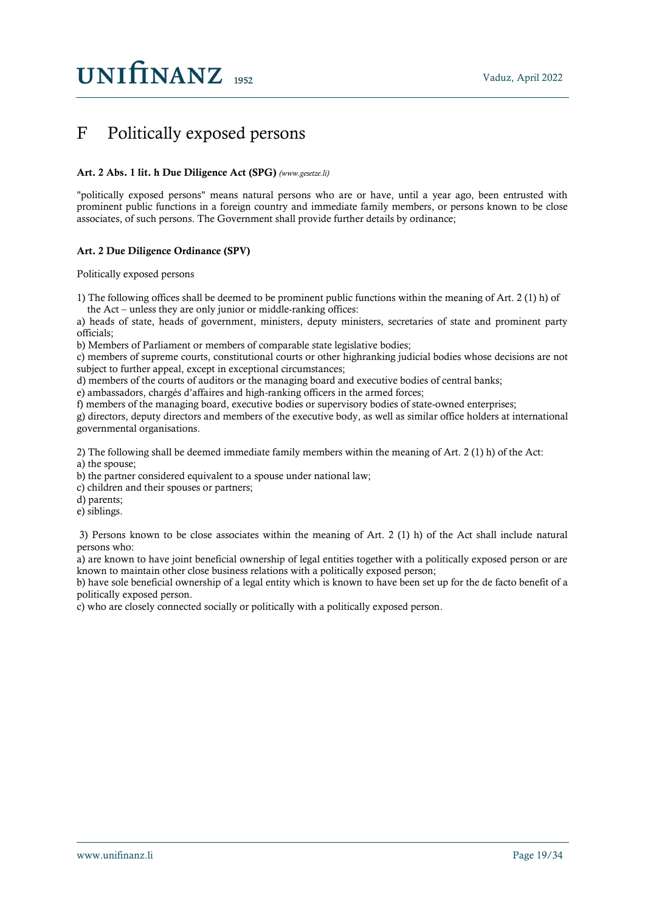# F Politically exposed persons

**Art. 2 Abs. 1 lit. h Due Diligence Act (SPG)** *(www.gesetze.li)*

"politically exposed persons" means natural persons who are or have, until a year ago, been entrusted with prominent public functions in a foreign country and immediate family members, or persons known to be close associates, of such persons. The Government shall provide further details by ordinance;

**Art. 2 Due Diligence Ordinance (SPV)**

Politically exposed persons

1) The following offices shall be deemed to be prominent public functions within the meaning of Art. 2 (1) h) of the Act – unless they are only junior or middle-ranking offices:

a) heads of state, heads of government, ministers, deputy ministers, secretaries of state and prominent party officials;

b) Members of Parliament or members of comparable state legislative bodies;

c) members of supreme courts, constitutional courts or other highranking judicial bodies whose decisions are not subject to further appeal, except in exceptional circumstances;

d) members of the courts of auditors or the managing board and executive bodies of central banks;

e) ambassadors, chargés d'affaires and high-ranking officers in the armed forces;

f) members of the managing board, executive bodies or supervisory bodies of state-owned enterprises;

g) directors, deputy directors and members of the executive body, as well as similar office holders at international governmental organisations.

2) The following shall be deemed immediate family members within the meaning of Art. 2 (1) h) of the Act:

a) the spouse;

b) the partner considered equivalent to a spouse under national law;

c) children and their spouses or partners;

d) parents;

e) siblings.

3) Persons known to be close associates within the meaning of Art. 2 (1) h) of the Act shall include natural persons who:

a) are known to have joint beneficial ownership of legal entities together with a politically exposed person or are known to maintain other close business relations with a politically exposed person;

b) have sole beneficial ownership of a legal entity which is known to have been set up for the de facto benefit of a politically exposed person.

c) who are closely connected socially or politically with a politically exposed person.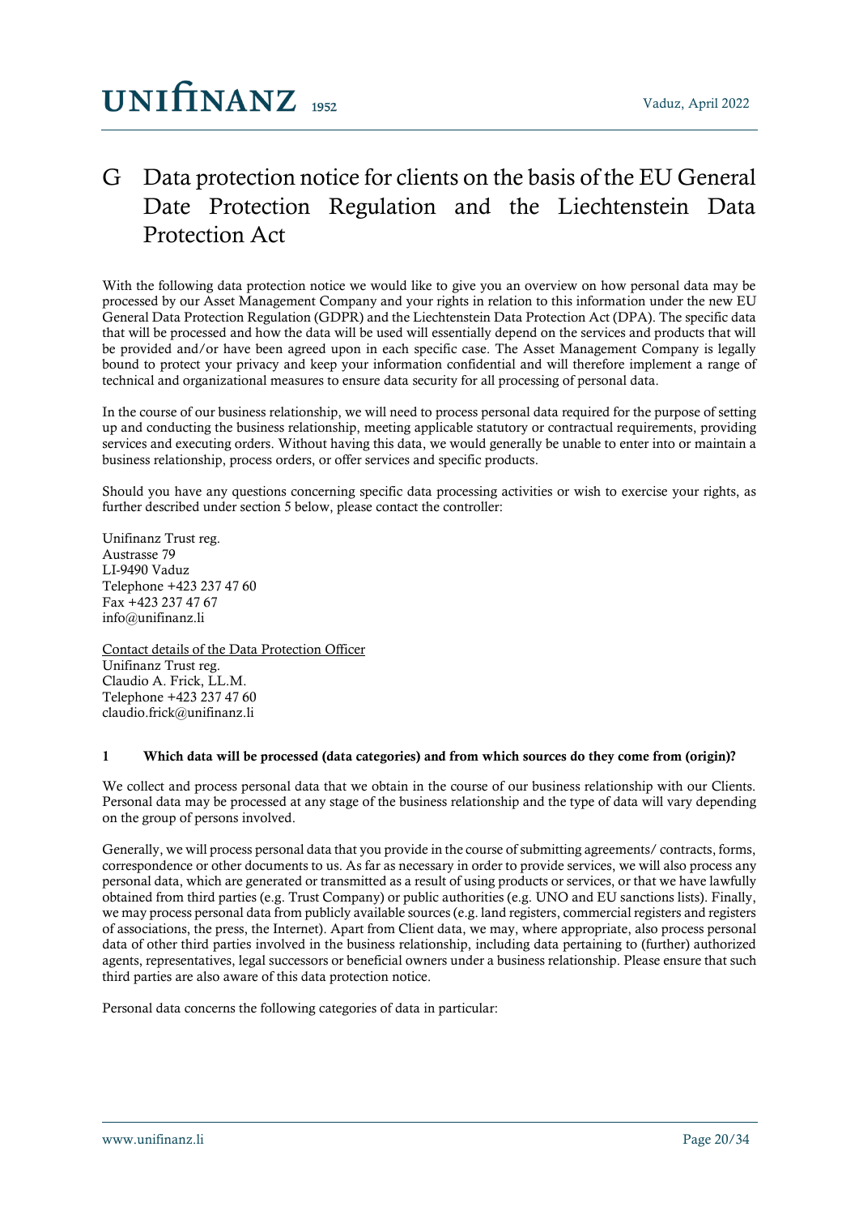# G Data protection notice for clients on the basis of the EU General Date Protection Regulation and the Liechtenstein Data Protection Act

With the following data protection notice we would like to give you an overview on how personal data may be processed by our Asset Management Company and your rights in relation to this information under the new EU General Data Protection Regulation (GDPR) and the Liechtenstein Data Protection Act (DPA). The specific data that will be processed and how the data will be used will essentially depend on the services and products that will be provided and/or have been agreed upon in each specific case. The Asset Management Company is legally bound to protect your privacy and keep your information confidential and will therefore implement a range of technical and organizational measures to ensure data security for all processing of personal data.

In the course of our business relationship, we will need to process personal data required for the purpose of setting up and conducting the business relationship, meeting applicable statutory or contractual requirements, providing services and executing orders. Without having this data, we would generally be unable to enter into or maintain a business relationship, process orders, or offer services and specific products.

Should you have any questions concerning specific data processing activities or wish to exercise your rights, as further described under section 5 below, please contact the controller:

Unifinanz Trust reg.
Austrasse 79
LI-9490 Vaduz
Telephone +423 237 47 60
Fax +423 237 47 67
info@unifinanz.li

Contact details of the Data Protection Officer
Unifinanz Trust reg.
Claudio A. Frick, LL.M.
Telephone +423 237 47 60
claudio.frick@unifinanz.li

### 1 Which data will be processed (data categories) and from which sources do they come from (origin)?

We collect and process personal data that we obtain in the course of our business relationship with our Clients. Personal data may be processed at any stage of the business relationship and the type of data will vary depending on the group of persons involved.

Generally, we will process personal data that you provide in the course of submitting agreements/ contracts, forms, correspondence or other documents to us. As far as necessary in order to provide services, we will also process any personal data, which are generated or transmitted as a result of using products or services, or that we have lawfully obtained from third parties (e.g. Trust Company) or public authorities (e.g. UNO and EU sanctions lists). Finally, we may process personal data from publicly available sources (e.g. land registers, commercial registers and registers of associations, the press, the Internet). Apart from Client data, we may, where appropriate, also process personal data of other third parties involved in the business relationship, including data pertaining to (further) authorized agents, representatives, legal successors or beneficial owners under a business relationship. Please ensure that such third parties are also aware of this data protection notice.

Personal data concerns the following categories of data in particular: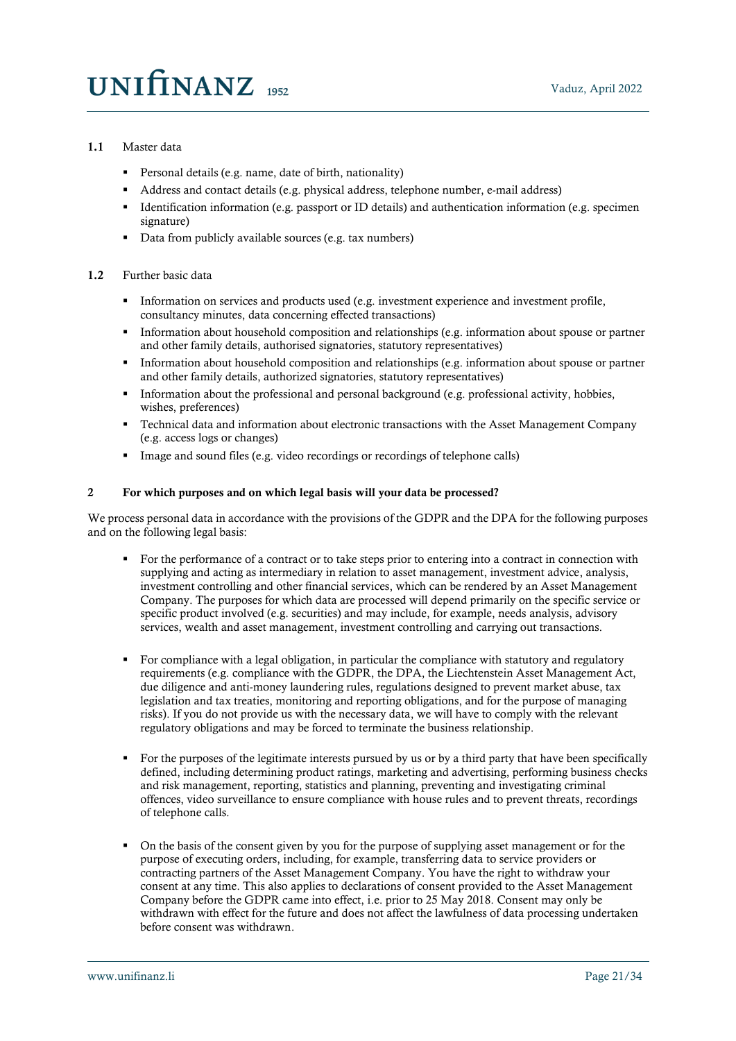### 1.1 Master data

- Personal details (e.g. name, date of birth, nationality)
- Address and contact details (e.g. physical address, telephone number, e-mail address)
- Identification information (e.g. passport or ID details) and authentication information (e.g. specimen signature)
- Data from publicly available sources (e.g. tax numbers)

### 1.2 Further basic data

- Information on services and products used (e.g. investment experience and investment profile, consultancy minutes, data concerning effected transactions)
- Information about household composition and relationships (e.g. information about spouse or partner and other family details, authorised signatories, statutory representatives)
- Information about household composition and relationships (e.g. information about spouse or partner and other family details, authorized signatories, statutory representatives)
- Information about the professional and personal background (e.g. professional activity, hobbies, wishes, preferences)
- Technical data and information about electronic transactions with the Asset Management Company (e.g. access logs or changes)
- Image and sound files (e.g. video recordings or recordings of telephone calls)

## 2 For which purposes and on which legal basis will your data be processed?

We process personal data in accordance with the provisions of the GDPR and the DPA for the following purposes and on the following legal basis:

- For the performance of a contract or to take steps prior to entering into a contract in connection with supplying and acting as intermediary in relation to asset management, investment advice, analysis, investment controlling and other financial services, which can be rendered by an Asset Management Company. The purposes for which data are processed will depend primarily on the specific service or specific product involved (e.g. securities) and may include, for example, needs analysis, advisory services, wealth and asset management, investment controlling and carrying out transactions.

- For compliance with a legal obligation, in particular the compliance with statutory and regulatory requirements (e.g. compliance with the GDPR, the DPA, the Liechtenstein Asset Management Act, due diligence and anti-money laundering rules, regulations designed to prevent market abuse, tax legislation and tax treaties, monitoring and reporting obligations, and for the purpose of managing risks). If you do not provide us with the necessary data, we will have to comply with the relevant regulatory obligations and may be forced to terminate the business relationship.

- For the purposes of the legitimate interests pursued by us or by a third party that have been specifically defined, including determining product ratings, marketing and advertising, performing business checks and risk management, reporting, statistics and planning, preventing and investigating criminal offences, video surveillance to ensure compliance with house rules and to prevent threats, recordings of telephone calls.

- On the basis of the consent given by you for the purpose of supplying asset management or for the purpose of executing orders, including, for example, transferring data to service providers or contracting partners of the Asset Management Company. You have the right to withdraw your consent at any time. This also applies to declarations of consent provided to the Asset Management Company before the GDPR came into effect, i.e. prior to 25 May 2018. Consent may only be withdrawn with effect for the future and does not affect the lawfulness of data processing undertaken before consent was withdrawn.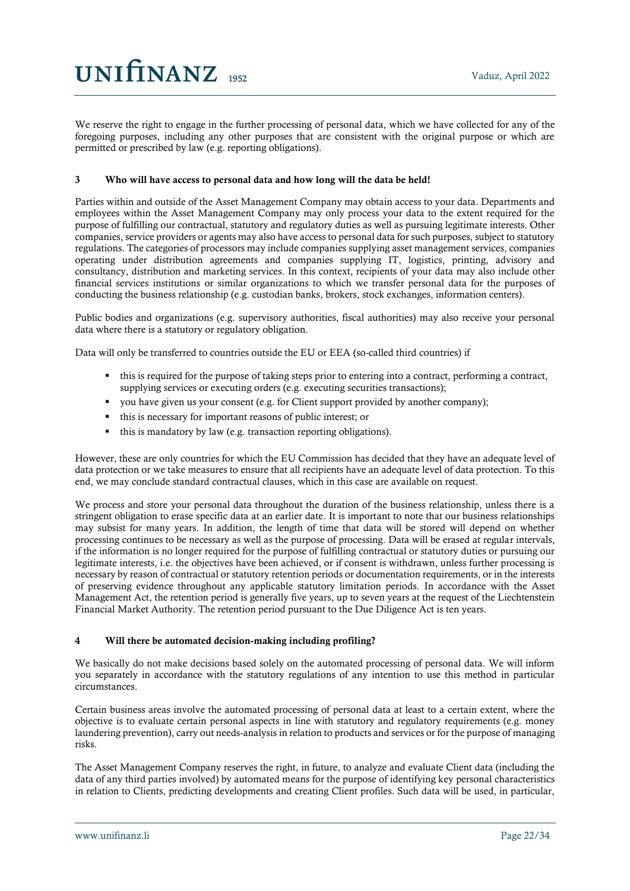We reserve the right to engage in the further processing of personal data, which we have collected for any of the foregoing purposes, including any other purposes that are consistent with the original purpose or which are permitted or prescribed by law (e.g. reporting obligations).

## 3 Who will have access to personal data and how long will the data be held!

Parties within and outside of the Asset Management Company may obtain access to your data. Departments and employees within the Asset Management Company may only process your data to the extent required for the purpose of fulfilling our contractual, statutory and regulatory duties as well as pursuing legitimate interests. Other companies, service providers or agents may also have access to personal data for such purposes, subject to statutory regulations. The categories of processors may include companies supplying asset management services, companies operating under distribution agreements and companies supplying IT, logistics, printing, advisory and consultancy, distribution and marketing services. In this context, recipients of your data may also include other financial services institutions or similar organizations to which we transfer personal data for the purposes of conducting the business relationship (e.g. custodian banks, brokers, stock exchanges, information centers).

Public bodies and organizations (e.g. supervisory authorities, fiscal authorities) may also receive your personal data where there is a statutory or regulatory obligation.

Data will only be transferred to countries outside the EU or EEA (so-called third countries) if

- this is required for the purpose of taking steps prior to entering into a contract, performing a contract, supplying services or executing orders (e.g. executing securities transactions);
- you have given us your consent (e.g. for Client support provided by another company);
- this is necessary for important reasons of public interest; or
- this is mandatory by law (e.g. transaction reporting obligations).

However, these are only countries for which the EU Commission has decided that they have an adequate level of data protection or we take measures to ensure that all recipients have an adequate level of data protection. To this end, we may conclude standard contractual clauses, which in this case are available on request.

We process and store your personal data throughout the duration of the business relationship, unless there is a stringent obligation to erase specific data at an earlier date. It is important to note that our business relationships may subsist for many years. In addition, the length of time that data will be stored will depend on whether processing continues to be necessary as well as the purpose of processing. Data will be erased at regular intervals, if the information is no longer required for the purpose of fulfilling contractual or statutory duties or pursuing our legitimate interests, i.e. the objectives have been achieved, or if consent is withdrawn, unless further processing is necessary by reason of contractual or statutory retention periods or documentation requirements, or in the interests of preserving evidence throughout any applicable statutory limitation periods. In accordance with the Asset Management Act, the retention period is generally five years, up to seven years at the request of the Liechtenstein Financial Market Authority. The retention period pursuant to the Due Diligence Act is ten years.

## 4 Will there be automated decision-making including profiling?

We basically do not make decisions based solely on the automated processing of personal data. We will inform you separately in accordance with the statutory regulations of any intention to use this method in particular circumstances.

Certain business areas involve the automated processing of personal data at least to a certain extent, where the objective is to evaluate certain personal aspects in line with statutory and regulatory requirements (e.g. money laundering prevention), carry out needs-analysis in relation to products and services or for the purpose of managing risks.

The Asset Management Company reserves the right, in future, to analyze and evaluate Client data (including the data of any third parties involved) by automated means for the purpose of identifying key personal characteristics in relation to Clients, predicting developments and creating Client profiles. Such data will be used, in particular,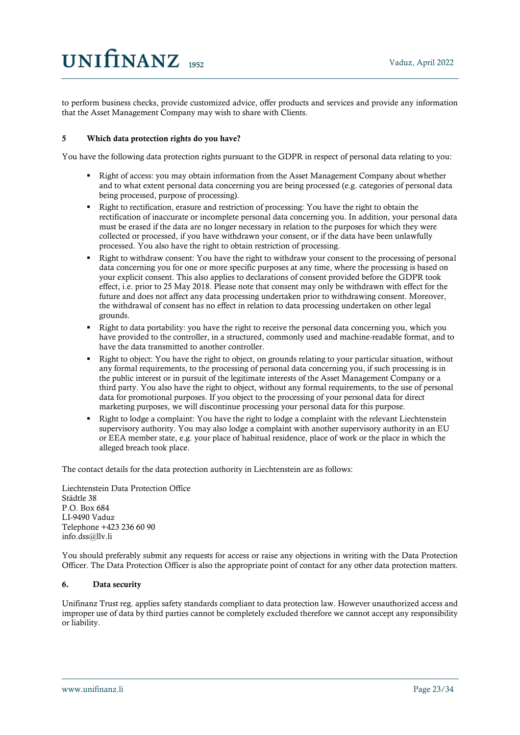to perform business checks, provide customized advice, offer products and services and provide any information that the Asset Management Company may wish to share with Clients.

## 5 Which data protection rights do you have?

You have the following data protection rights pursuant to the GDPR in respect of personal data relating to you:

- Right of access: you may obtain information from the Asset Management Company about whether and to what extent personal data concerning you are being processed (e.g. categories of personal data being processed, purpose of processing).
- Right to rectification, erasure and restriction of processing: You have the right to obtain the rectification of inaccurate or incomplete personal data concerning you. In addition, your personal data must be erased if the data are no longer necessary in relation to the purposes for which they were collected or processed, if you have withdrawn your consent, or if the data have been unlawfully processed. You also have the right to obtain restriction of processing.
- Right to withdraw consent: You have the right to withdraw your consent to the processing of personal data concerning you for one or more specific purposes at any time, where the processing is based on your explicit consent. This also applies to declarations of consent provided before the GDPR took effect, i.e. prior to 25 May 2018. Please note that consent may only be withdrawn with effect for the future and does not affect any data processing undertaken prior to withdrawing consent. Moreover, the withdrawal of consent has no effect in relation to data processing undertaken on other legal grounds.
- Right to data portability: you have the right to receive the personal data concerning you, which you have provided to the controller, in a structured, commonly used and machine-readable format, and to have the data transmitted to another controller.
- Right to object: You have the right to object, on grounds relating to your particular situation, without any formal requirements, to the processing of personal data concerning you, if such processing is in the public interest or in pursuit of the legitimate interests of the Asset Management Company or a third party. You also have the right to object, without any formal requirements, to the use of personal data for promotional purposes. If you object to the processing of your personal data for direct marketing purposes, we will discontinue processing your personal data for this purpose.
- Right to lodge a complaint: You have the right to lodge a complaint with the relevant Liechtenstein supervisory authority. You may also lodge a complaint with another supervisory authority in an EU or EEA member state, e.g. your place of habitual residence, place of work or the place in which the alleged breach took place.

The contact details for the data protection authority in Liechtenstein are as follows:

Liechtenstein Data Protection Office
Städtle 38
P.O. Box 684
LI-9490 Vaduz
Telephone +423 236 60 90
info.dss@llv.li

You should preferably submit any requests for access or raise any objections in writing with the Data Protection Officer. The Data Protection Officer is also the appropriate point of contact for any other data protection matters.

## 6. Data security

Unifinanz Trust reg. applies safety standards compliant to data protection law. However unauthorized access and improper use of data by third parties cannot be completely excluded therefore we cannot accept any responsibility or liability.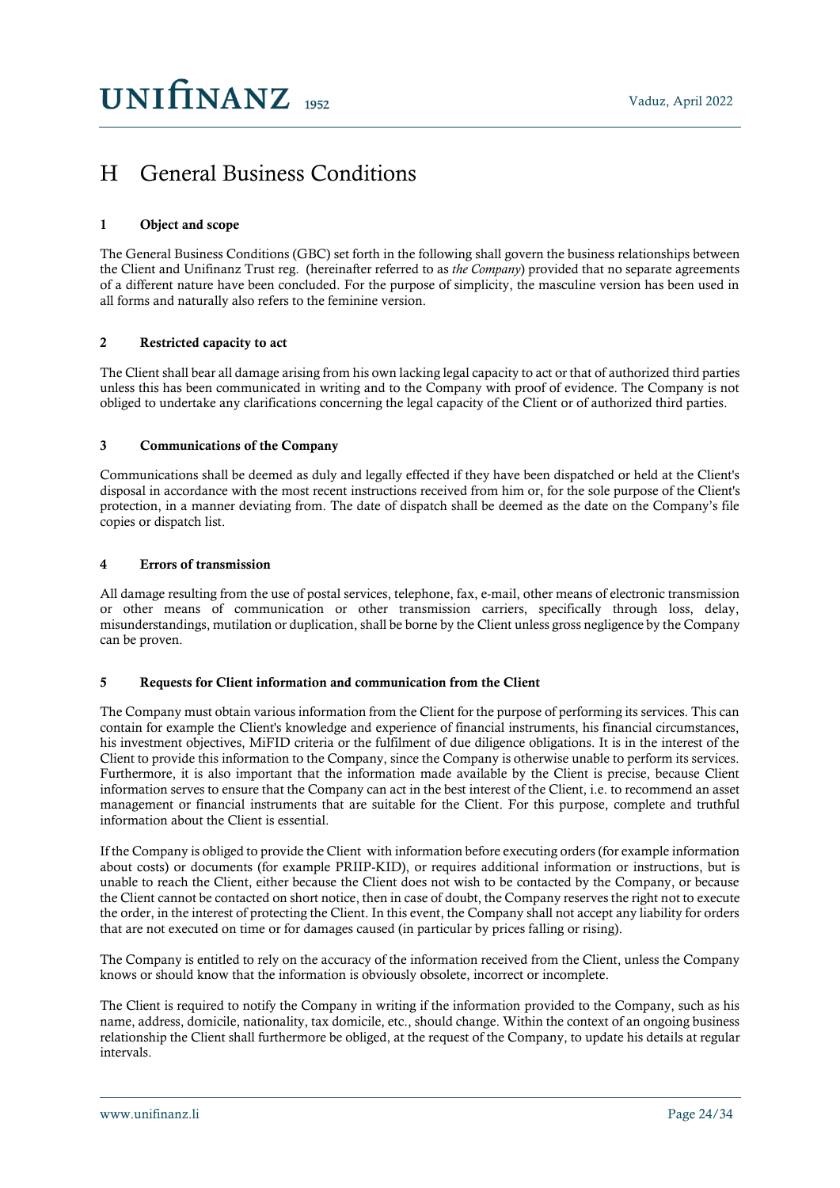# H General Business Conditions

### 1 Object and scope

The General Business Conditions (GBC) set forth in the following shall govern the business relationships between the Client and Unifinanz Trust reg. (hereinafter referred to as *the Company*) provided that no separate agreements of a different nature have been concluded. For the purpose of simplicity, the masculine version has been used in all forms and naturally also refers to the feminine version.

### 2 Restricted capacity to act

The Client shall bear all damage arising from his own lacking legal capacity to act or that of authorized third parties unless this has been communicated in writing and to the Company with proof of evidence. The Company is not obliged to undertake any clarifications concerning the legal capacity of the Client or of authorized third parties.

### 3 Communications of the Company

Communications shall be deemed as duly and legally effected if they have been dispatched or held at the Client's disposal in accordance with the most recent instructions received from him or, for the sole purpose of the Client's protection, in a manner deviating from. The date of dispatch shall be deemed as the date on the Company's file copies or dispatch list.

### 4 Errors of transmission

All damage resulting from the use of postal services, telephone, fax, e-mail, other means of electronic transmission or other means of communication or other transmission carriers, specifically through loss, delay, misunderstandings, mutilation or duplication, shall be borne by the Client unless gross negligence by the Company can be proven.

### 5 Requests for Client information and communication from the Client

The Company must obtain various information from the Client for the purpose of performing its services. This can contain for example the Client's knowledge and experience of financial instruments, his financial circumstances, his investment objectives, MiFID criteria or the fulfilment of due diligence obligations. It is in the interest of the Client to provide this information to the Company, since the Company is otherwise unable to perform its services. Furthermore, it is also important that the information made available by the Client is precise, because Client information serves to ensure that the Company can act in the best interest of the Client, i.e. to recommend an asset management or financial instruments that are suitable for the Client. For this purpose, complete and truthful information about the Client is essential.

If the Company is obliged to provide the Client with information before executing orders (for example information about costs) or documents (for example PRIIP-KID), or requires additional information or instructions, but is unable to reach the Client, either because the Client does not wish to be contacted by the Company, or because the Client cannot be contacted on short notice, then in case of doubt, the Company reserves the right not to execute the order, in the interest of protecting the Client. In this event, the Company shall not accept any liability for orders that are not executed on time or for damages caused (in particular by prices falling or rising).

The Company is entitled to rely on the accuracy of the information received from the Client, unless the Company knows or should know that the information is obviously obsolete, incorrect or incomplete.

The Client is required to notify the Company in writing if the information provided to the Company, such as his name, address, domicile, nationality, tax domicile, etc., should change. Within the context of an ongoing business relationship the Client shall furthermore be obliged, at the request of the Company, to update his details at regular intervals.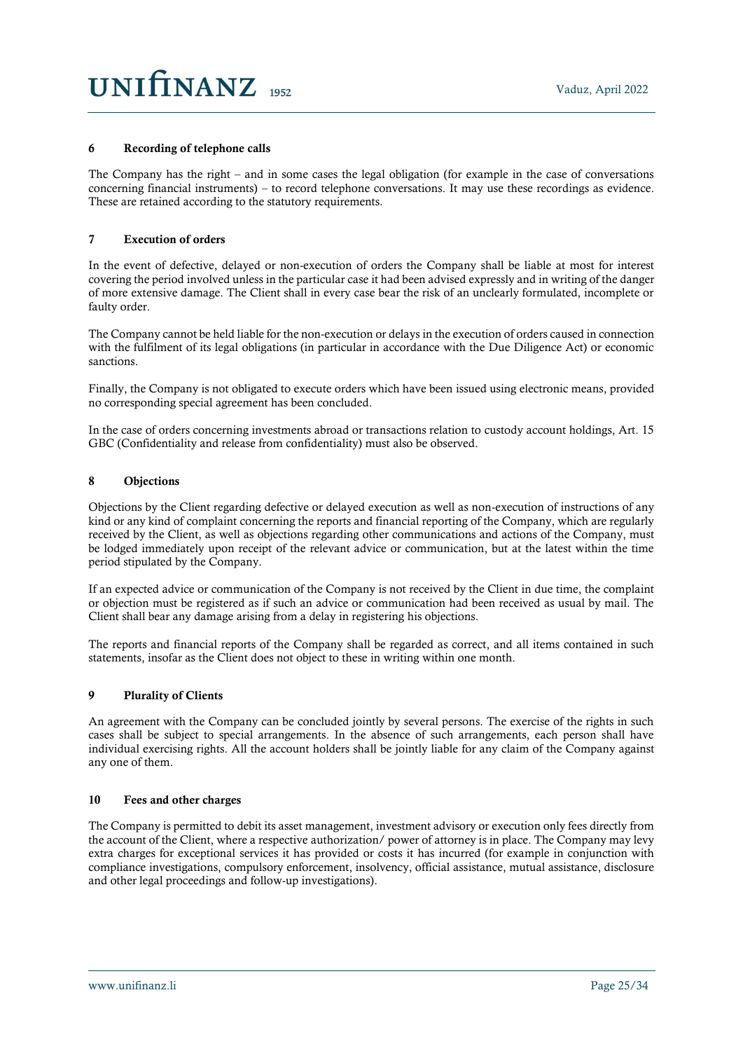## 6 Recording of telephone calls

The Company has the right – and in some cases the legal obligation (for example in the case of conversations concerning financial instruments) – to record telephone conversations. It may use these recordings as evidence. These are retained according to the statutory requirements.

## 7 Execution of orders

In the event of defective, delayed or non-execution of orders the Company shall be liable at most for interest covering the period involved unless in the particular case it had been advised expressly and in writing of the danger of more extensive damage. The Client shall in every case bear the risk of an unclearly formulated, incomplete or faulty order.

The Company cannot be held liable for the non-execution or delays in the execution of orders caused in connection with the fulfilment of its legal obligations (in particular in accordance with the Due Diligence Act) or economic sanctions.

Finally, the Company is not obligated to execute orders which have been issued using electronic means, provided no corresponding special agreement has been concluded.

In the case of orders concerning investments abroad or transactions relation to custody account holdings, Art. 15 GBC (Confidentiality and release from confidentiality) must also be observed.

## 8 Objections

Objections by the Client regarding defective or delayed execution as well as non-execution of instructions of any kind or any kind of complaint concerning the reports and financial reporting of the Company, which are regularly received by the Client, as well as objections regarding other communications and actions of the Company, must be lodged immediately upon receipt of the relevant advice or communication, but at the latest within the time period stipulated by the Company.

If an expected advice or communication of the Company is not received by the Client in due time, the complaint or objection must be registered as if such an advice or communication had been received as usual by mail. The Client shall bear any damage arising from a delay in registering his objections.

The reports and financial reports of the Company shall be regarded as correct, and all items contained in such statements, insofar as the Client does not object to these in writing within one month.

## 9 Plurality of Clients

An agreement with the Company can be concluded jointly by several persons. The exercise of the rights in such cases shall be subject to special arrangements. In the absence of such arrangements, each person shall have individual exercising rights. All the account holders shall be jointly liable for any claim of the Company against any one of them.

## 10 Fees and other charges

The Company is permitted to debit its asset management, investment advisory or execution only fees directly from the account of the Client, where a respective authorization/ power of attorney is in place. The Company may levy extra charges for exceptional services it has provided or costs it has incurred (for example in conjunction with compliance investigations, compulsory enforcement, insolvency, official assistance, mutual assistance, disclosure and other legal proceedings and follow-up investigations).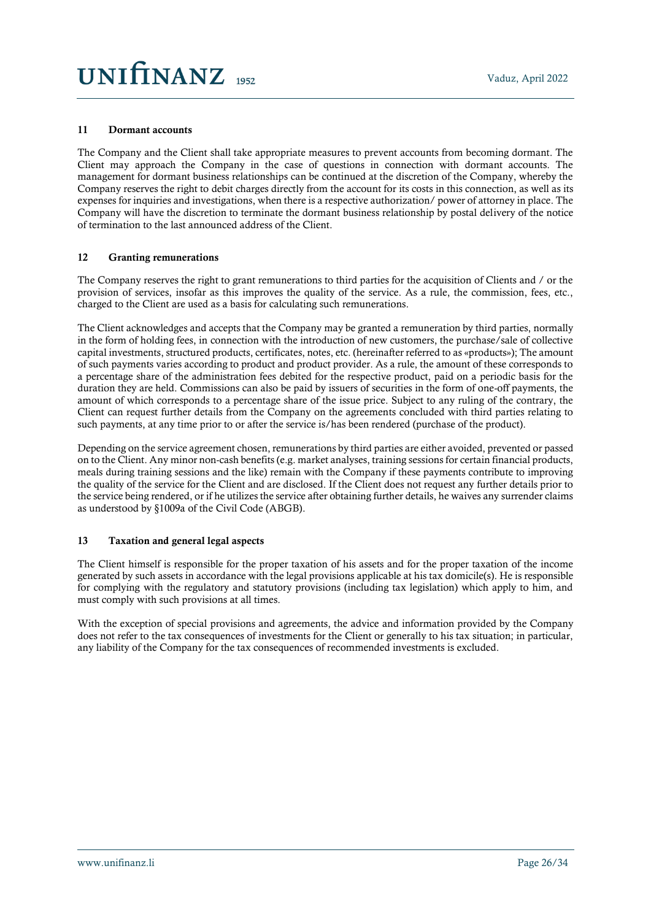## 11 Dormant accounts

The Company and the Client shall take appropriate measures to prevent accounts from becoming dormant. The Client may approach the Company in the case of questions in connection with dormant accounts. The management for dormant business relationships can be continued at the discretion of the Company, whereby the Company reserves the right to debit charges directly from the account for its costs in this connection, as well as its expenses for inquiries and investigations, when there is a respective authorization/ power of attorney in place. The Company will have the discretion to terminate the dormant business relationship by postal delivery of the notice of termination to the last announced address of the Client.

## 12 Granting remunerations

The Company reserves the right to grant remunerations to third parties for the acquisition of Clients and / or the provision of services, insofar as this improves the quality of the service. As a rule, the commission, fees, etc., charged to the Client are used as a basis for calculating such remunerations.

The Client acknowledges and accepts that the Company may be granted a remuneration by third parties, normally in the form of holding fees, in connection with the introduction of new customers, the purchase/sale of collective capital investments, structured products, certificates, notes, etc. (hereinafter referred to as «products»); The amount of such payments varies according to product and product provider. As a rule, the amount of these corresponds to a percentage share of the administration fees debited for the respective product, paid on a periodic basis for the duration they are held. Commissions can also be paid by issuers of securities in the form of one-off payments, the amount of which corresponds to a percentage share of the issue price. Subject to any ruling of the contrary, the Client can request further details from the Company on the agreements concluded with third parties relating to such payments, at any time prior to or after the service is/has been rendered (purchase of the product).

Depending on the service agreement chosen, remunerations by third parties are either avoided, prevented or passed on to the Client. Any minor non-cash benefits (e.g. market analyses, training sessions for certain financial products, meals during training sessions and the like) remain with the Company if these payments contribute to improving the quality of the service for the Client and are disclosed. If the Client does not request any further details prior to the service being rendered, or if he utilizes the service after obtaining further details, he waives any surrender claims as understood by §1009a of the Civil Code (ABGB).

## 13 Taxation and general legal aspects

The Client himself is responsible for the proper taxation of his assets and for the proper taxation of the income generated by such assets in accordance with the legal provisions applicable at his tax domicile(s). He is responsible for complying with the regulatory and statutory provisions (including tax legislation) which apply to him, and must comply with such provisions at all times.

With the exception of special provisions and agreements, the advice and information provided by the Company does not refer to the tax consequences of investments for the Client or generally to his tax situation; in particular, any liability of the Company for the tax consequences of recommended investments is excluded.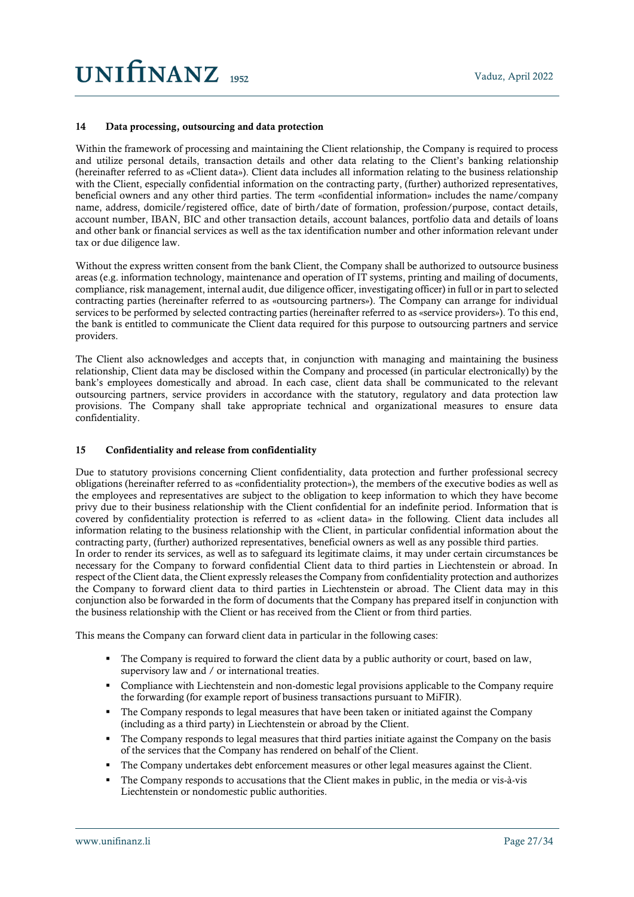## 14 Data processing, outsourcing and data protection

Within the framework of processing and maintaining the Client relationship, the Company is required to process and utilize personal details, transaction details and other data relating to the Client's banking relationship (hereinafter referred to as «Client data»). Client data includes all information relating to the business relationship with the Client, especially confidential information on the contracting party, (further) authorized representatives, beneficial owners and any other third parties. The term «confidential information» includes the name/company name, address, domicile/registered office, date of birth/date of formation, profession/purpose, contact details, account number, IBAN, BIC and other transaction details, account balances, portfolio data and details of loans and other bank or financial services as well as the tax identification number and other information relevant under tax or due diligence law.

Without the express written consent from the bank Client, the Company shall be authorized to outsource business areas (e.g. information technology, maintenance and operation of IT systems, printing and mailing of documents, compliance, risk management, internal audit, due diligence officer, investigating officer) in full or in part to selected contracting parties (hereinafter referred to as «outsourcing partners»). The Company can arrange for individual services to be performed by selected contracting parties (hereinafter referred to as «service providers»). To this end, the bank is entitled to communicate the Client data required for this purpose to outsourcing partners and service providers.

The Client also acknowledges and accepts that, in conjunction with managing and maintaining the business relationship, Client data may be disclosed within the Company and processed (in particular electronically) by the bank's employees domestically and abroad. In each case, client data shall be communicated to the relevant outsourcing partners, service providers in accordance with the statutory, regulatory and data protection law provisions. The Company shall take appropriate technical and organizational measures to ensure data confidentiality.

## 15 Confidentiality and release from confidentiality

Due to statutory provisions concerning Client confidentiality, data protection and further professional secrecy obligations (hereinafter referred to as «confidentiality protection»), the members of the executive bodies as well as the employees and representatives are subject to the obligation to keep information to which they have become privy due to their business relationship with the Client confidential for an indefinite period. Information that is covered by confidentiality protection is referred to as «client data» in the following. Client data includes all information relating to the business relationship with the Client, in particular confidential information about the contracting party, (further) authorized representatives, beneficial owners as well as any possible third parties.
In order to render its services, as well as to safeguard its legitimate claims, it may under certain circumstances be necessary for the Company to forward confidential Client data to third parties in Liechtenstein or abroad. In respect of the Client data, the Client expressly releases the Company from confidentiality protection and authorizes the Company to forward client data to third parties in Liechtenstein or abroad. The Client data may in this conjunction also be forwarded in the form of documents that the Company has prepared itself in conjunction with the business relationship with the Client or has received from the Client or from third parties.

This means the Company can forward client data in particular in the following cases:

- The Company is required to forward the client data by a public authority or court, based on law, supervisory law and / or international treaties.
- Compliance with Liechtenstein and non-domestic legal provisions applicable to the Company require the forwarding (for example report of business transactions pursuant to MiFIR).
- The Company responds to legal measures that have been taken or initiated against the Company (including as a third party) in Liechtenstein or abroad by the Client.
- The Company responds to legal measures that third parties initiate against the Company on the basis of the services that the Company has rendered on behalf of the Client.
- The Company undertakes debt enforcement measures or other legal measures against the Client.
- The Company responds to accusations that the Client makes in public, in the media or vis-à-vis Liechtenstein or nondomestic public authorities.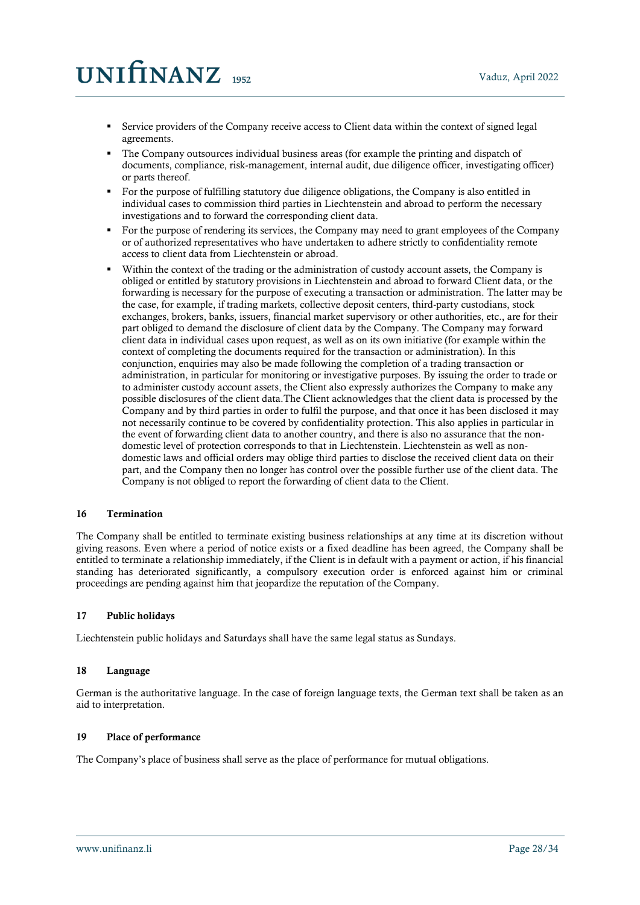- Service providers of the Company receive access to Client data within the context of signed legal agreements.
- The Company outsources individual business areas (for example the printing and dispatch of documents, compliance, risk-management, internal audit, due diligence officer, investigating officer) or parts thereof.
- For the purpose of fulfilling statutory due diligence obligations, the Company is also entitled in individual cases to commission third parties in Liechtenstein and abroad to perform the necessary investigations and to forward the corresponding client data.
- For the purpose of rendering its services, the Company may need to grant employees of the Company or of authorized representatives who have undertaken to adhere strictly to confidentiality remote access to client data from Liechtenstein or abroad.
- Within the context of the trading or the administration of custody account assets, the Company is obliged or entitled by statutory provisions in Liechtenstein and abroad to forward Client data, or the forwarding is necessary for the purpose of executing a transaction or administration. The latter may be the case, for example, if trading markets, collective deposit centers, third-party custodians, stock exchanges, brokers, banks, issuers, financial market supervisory or other authorities, etc., are for their part obliged to demand the disclosure of client data by the Company. The Company may forward client data in individual cases upon request, as well as on its own initiative (for example within the context of completing the documents required for the transaction or administration). In this conjunction, enquiries may also be made following the completion of a trading transaction or administration, in particular for monitoring or investigative purposes. By issuing the order to trade or to administer custody account assets, the Client also expressly authorizes the Company to make any possible disclosures of the client data.The Client acknowledges that the client data is processed by the Company and by third parties in order to fulfil the purpose, and that once it has been disclosed it may not necessarily continue to be covered by confidentiality protection. This also applies in particular in the event of forwarding client data to another country, and there is also no assurance that the non-domestic level of protection corresponds to that in Liechtenstein. Liechtenstein as well as non-domestic laws and official orders may oblige third parties to disclose the received client data on their part, and the Company then no longer has control over the possible further use of the client data. The Company is not obliged to report the forwarding of client data to the Client.

## 16 Termination

The Company shall be entitled to terminate existing business relationships at any time at its discretion without giving reasons. Even where a period of notice exists or a fixed deadline has been agreed, the Company shall be entitled to terminate a relationship immediately, if the Client is in default with a payment or action, if his financial standing has deteriorated significantly, a compulsory execution order is enforced against him or criminal proceedings are pending against him that jeopardize the reputation of the Company.

## 17 Public holidays

Liechtenstein public holidays and Saturdays shall have the same legal status as Sundays.

## 18 Language

German is the authoritative language. In the case of foreign language texts, the German text shall be taken as an aid to interpretation.

## 19 Place of performance

The Company's place of business shall serve as the place of performance for mutual obligations.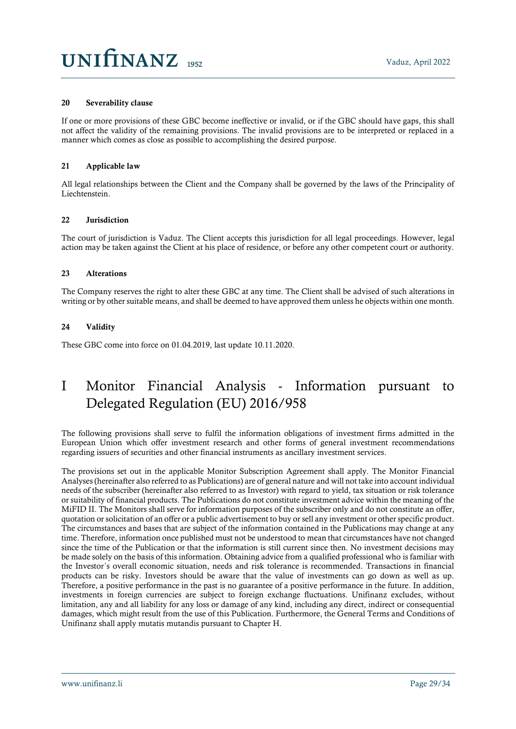### 20 Severability clause

If one or more provisions of these GBC become ineffective or invalid, or if the GBC should have gaps, this shall not affect the validity of the remaining provisions. The invalid provisions are to be interpreted or replaced in a manner which comes as close as possible to accomplishing the desired purpose.

### 21 Applicable law

All legal relationships between the Client and the Company shall be governed by the laws of the Principality of Liechtenstein.

### 22 Jurisdiction

The court of jurisdiction is Vaduz. The Client accepts this jurisdiction for all legal proceedings. However, legal action may be taken against the Client at his place of residence, or before any other competent court or authority.

### 23 Alterations

The Company reserves the right to alter these GBC at any time. The Client shall be advised of such alterations in writing or by other suitable means, and shall be deemed to have approved them unless he objects within one month.

### 24 Validity

These GBC come into force on 01.04.2019, last update 10.11.2020.

# I Monitor Financial Analysis - Information pursuant to Delegated Regulation (EU) 2016/958

The following provisions shall serve to fulfil the information obligations of investment firms admitted in the European Union which offer investment research and other forms of general investment recommendations regarding issuers of securities and other financial instruments as ancillary investment services.

The provisions set out in the applicable Monitor Subscription Agreement shall apply. The Monitor Financial Analyses (hereinafter also referred to as Publications) are of general nature and will not take into account individual needs of the subscriber (hereinafter also referred to as Investor) with regard to yield, tax situation or risk tolerance or suitability of financial products. The Publications do not constitute investment advice within the meaning of the MiFID II. The Monitors shall serve for information purposes of the subscriber only and do not constitute an offer, quotation or solicitation of an offer or a public advertisement to buy or sell any investment or other specific product. The circumstances and bases that are subject of the information contained in the Publications may change at any time. Therefore, information once published must not be understood to mean that circumstances have not changed since the time of the Publication or that the information is still current since then. No investment decisions may be made solely on the basis of this information. Obtaining advice from a qualified professional who is familiar with the Investor´s overall economic situation, needs and risk tolerance is recommended. Transactions in financial products can be risky. Investors should be aware that the value of investments can go down as well as up. Therefore, a positive performance in the past is no guarantee of a positive performance in the future. In addition, investments in foreign currencies are subject to foreign exchange fluctuations. Unifinanz excludes, without limitation, any and all liability for any loss or damage of any kind, including any direct, indirect or consequential damages, which might result from the use of this Publication. Furthermore, the General Terms and Conditions of Unifinanz shall apply mutatis mutandis pursuant to Chapter H.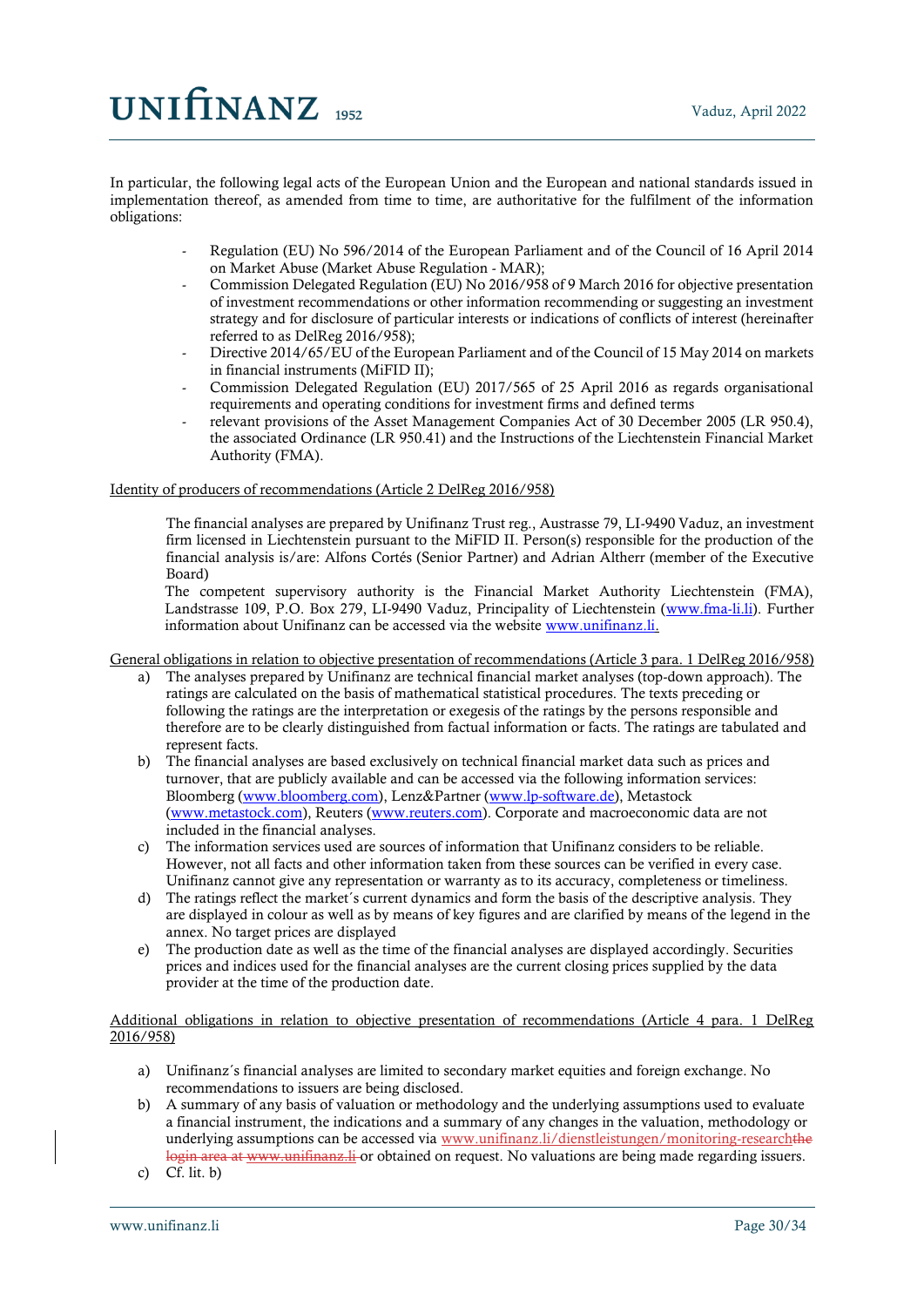In particular, the following legal acts of the European Union and the European and national standards issued in implementation thereof, as amended from time to time, are authoritative for the fulfilment of the information obligations:

- Regulation (EU) No 596/2014 of the European Parliament and of the Council of 16 April 2014 on Market Abuse (Market Abuse Regulation - MAR);
- Commission Delegated Regulation (EU) No 2016/958 of 9 March 2016 for objective presentation of investment recommendations or other information recommending or suggesting an investment strategy and for disclosure of particular interests or indications of conflicts of interest (hereinafter referred to as DelReg 2016/958);
- Directive 2014/65/EU of the European Parliament and of the Council of 15 May 2014 on markets in financial instruments (MiFID II);
- Commission Delegated Regulation (EU) 2017/565 of 25 April 2016 as regards organisational requirements and operating conditions for investment firms and defined terms
- relevant provisions of the Asset Management Companies Act of 30 December 2005 (LR 950.4), the associated Ordinance (LR 950.41) and the Instructions of the Liechtenstein Financial Market Authority (FMA).

Identity of producers of recommendations (Article 2 DelReg 2016/958)

The financial analyses are prepared by Unifinanz Trust reg., Austrasse 79, LI-9490 Vaduz, an investment firm licensed in Liechtenstein pursuant to the MiFID II. Person(s) responsible for the production of the financial analysis is/are: Alfons Cortés (Senior Partner) and Adrian Altherr (member of the Executive Board)
The competent supervisory authority is the Financial Market Authority Liechtenstein (FMA), Landstrasse 109, P.O. Box 279, LI-9490 Vaduz, Principality of Liechtenstein (www.fma-li.li). Further information about Unifinanz can be accessed via the website www.unifinanz.li.

General obligations in relation to objective presentation of recommendations (Article 3 para. 1 DelReg 2016/958)

a) The analyses prepared by Unifinanz are technical financial market analyses (top-down approach). The ratings are calculated on the basis of mathematical statistical procedures. The texts preceding or following the ratings are the interpretation or exegesis of the ratings by the persons responsible and therefore are to be clearly distinguished from factual information or facts. The ratings are tabulated and represent facts.
b) The financial analyses are based exclusively on technical financial market data such as prices and turnover, that are publicly available and can be accessed via the following information services: Bloomberg (www.bloomberg.com), Lenz&Partner (www.lp-software.de), Metastock (www.metastock.com), Reuters (www.reuters.com). Corporate and macroeconomic data are not included in the financial analyses.
c) The information services used are sources of information that Unifinanz considers to be reliable. However, not all facts and other information taken from these sources can be verified in every case. Unifinanz cannot give any representation or warranty as to its accuracy, completeness or timeliness.
d) The ratings reflect the market´s current dynamics and form the basis of the descriptive analysis. They are displayed in colour as well as by means of key figures and are clarified by means of the legend in the annex. No target prices are displayed
e) The production date as well as the time of the financial analyses are displayed accordingly. Securities prices and indices used for the financial analyses are the current closing prices supplied by the data provider at the time of the production date.

Additional obligations in relation to objective presentation of recommendations (Article 4 para. 1 DelReg 2016/958)

a) Unifinanz´s financial analyses are limited to secondary market equities and foreign exchange. No recommendations to issuers are being disclosed.
b) A summary of any basis of valuation or methodology and the underlying assumptions used to evaluate a financial instrument, the indications and a summary of any changes in the valuation, methodology or underlying assumptions can be accessed via www.unifinanz.li/dienstleistungen/monitoring-research~~the login area at www.unifinanz.li~~ or obtained on request. No valuations are being made regarding issuers.
c) Cf. lit. b)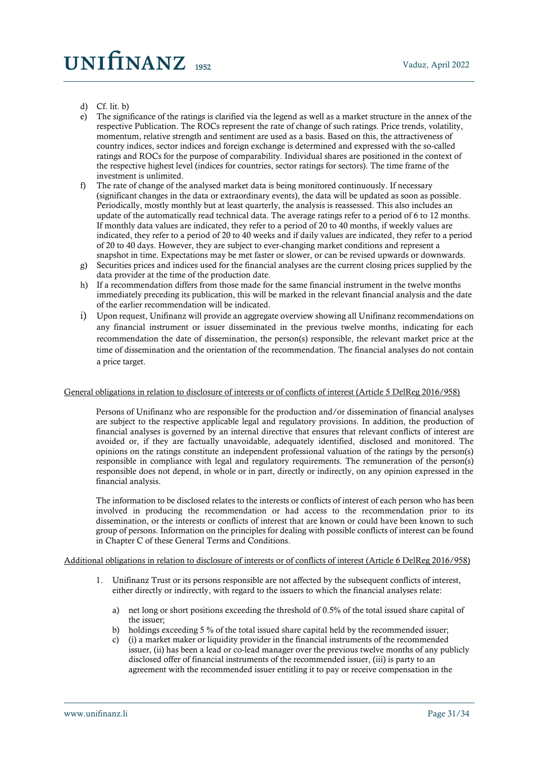d) Cf. lit. b)
e) The significance of the ratings is clarified via the legend as well as a market structure in the annex of the respective Publication. The ROCs represent the rate of change of such ratings. Price trends, volatility, momentum, relative strength and sentiment are used as a basis. Based on this, the attractiveness of country indices, sector indices and foreign exchange is determined and expressed with the so-called ratings and ROCs for the purpose of comparability. Individual shares are positioned in the context of the respective highest level (indices for countries, sector ratings for sectors). The time frame of the investment is unlimited.
f) The rate of change of the analysed market data is being monitored continuously. If necessary (significant changes in the data or extraordinary events), the data will be updated as soon as possible. Periodically, mostly monthly but at least quarterly, the analysis is reassessed. This also includes an update of the automatically read technical data. The average ratings refer to a period of 6 to 12 months. If monthly data values are indicated, they refer to a period of 20 to 40 months, if weekly values are indicated, they refer to a period of 20 to 40 weeks and if daily values are indicated, they refer to a period of 20 to 40 days. However, they are subject to ever-changing market conditions and represent a snapshot in time. Expectations may be met faster or slower, or can be revised upwards or downwards.
g) Securities prices and indices used for the financial analyses are the current closing prices supplied by the data provider at the time of the production date.
h) If a recommendation differs from those made for the same financial instrument in the twelve months immediately preceding its publication, this will be marked in the relevant financial analysis and the date of the earlier recommendation will be indicated.
i) Upon request, Unifinanz will provide an aggregate overview showing all Unifinanz recommendations on any financial instrument or issuer disseminated in the previous twelve months, indicating for each recommendation the date of dissemination, the person(s) responsible, the relevant market price at the time of dissemination and the orientation of the recommendation. The financial analyses do not contain a price target.

<u>General obligations in relation to disclosure of interests or of conflicts of interest (Article 5 DelReg 2016/958)</u>

Persons of Unifinanz who are responsible for the production and/or dissemination of financial analyses are subject to the respective applicable legal and regulatory provisions. In addition, the production of financial analyses is governed by an internal directive that ensures that relevant conflicts of interest are avoided or, if they are factually unavoidable, adequately identified, disclosed and monitored. The opinions on the ratings constitute an independent professional valuation of the ratings by the person(s) responsible in compliance with legal and regulatory requirements. The remuneration of the person(s) responsible does not depend, in whole or in part, directly or indirectly, on any opinion expressed in the financial analysis.

The information to be disclosed relates to the interests or conflicts of interest of each person who has been involved in producing the recommendation or had access to the recommendation prior to its dissemination, or the interests or conflicts of interest that are known or could have been known to such group of persons. Information on the principles for dealing with possible conflicts of interest can be found in Chapter C of these General Terms and Conditions.

<u>Additional obligations in relation to disclosure of interests or of conflicts of interest (Article 6 DelReg 2016/958)</u>

1. Unifinanz Trust or its persons responsible are not affected by the subsequent conflicts of interest, either directly or indirectly, with regard to the issuers to which the financial analyses relate:

   a) net long or short positions exceeding the threshold of 0.5% of the total issued share capital of the issuer;
   b) holdings exceeding 5 % of the total issued share capital held by the recommended issuer;
   c) (i) a market maker or liquidity provider in the financial instruments of the recommended issuer, (ii) has been a lead or co-lead manager over the previous twelve months of any publicly disclosed offer of financial instruments of the recommended issuer, (iii) is party to an agreement with the recommended issuer entitling it to pay or receive compensation in the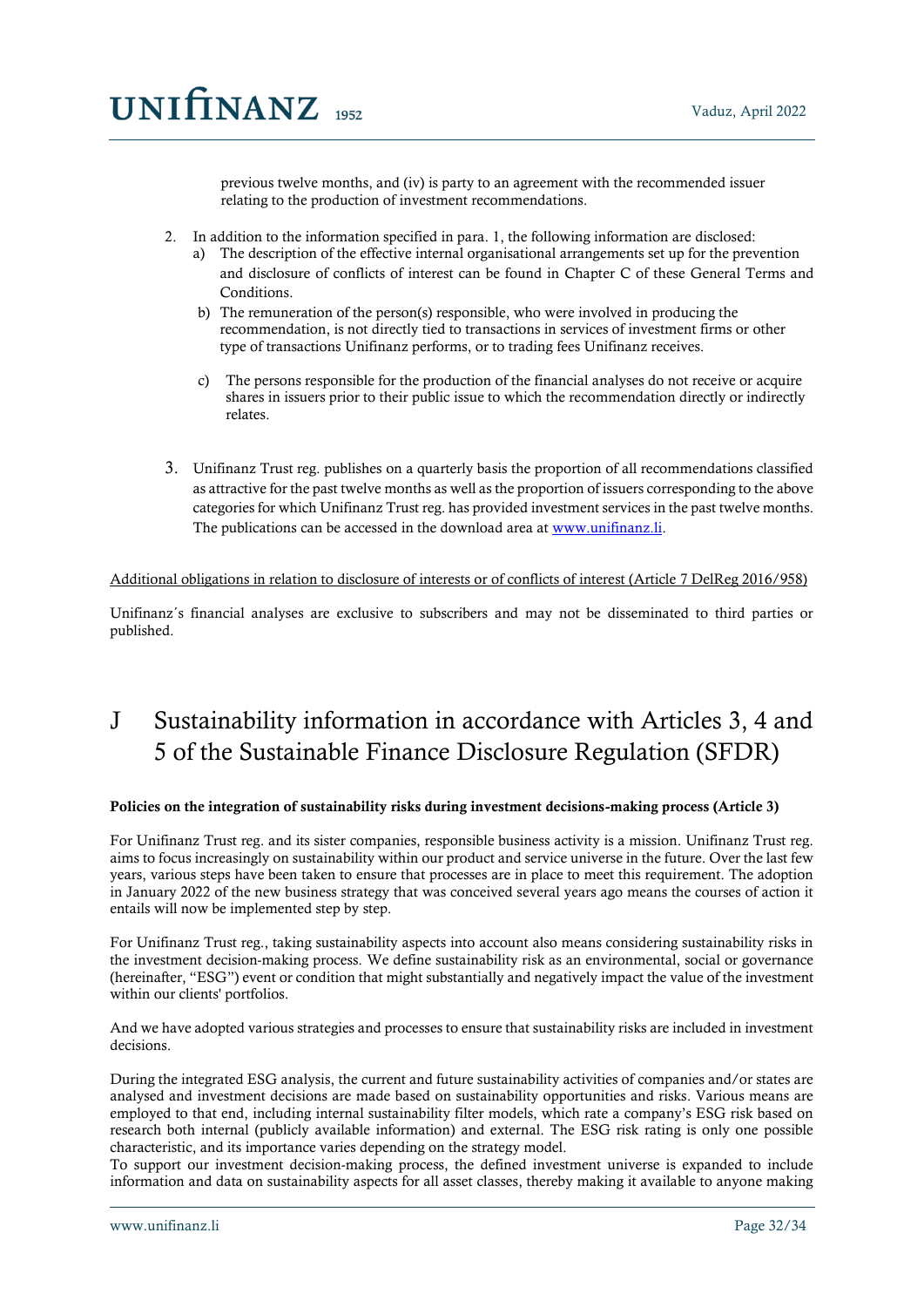previous twelve months, and (iv) is party to an agreement with the recommended issuer relating to the production of investment recommendations.

2. In addition to the information specified in para. 1, the following information are disclosed:
   a) The description of the effective internal organisational arrangements set up for the prevention and disclosure of conflicts of interest can be found in Chapter C of these General Terms and Conditions.
   b) The remuneration of the person(s) responsible, who were involved in producing the recommendation, is not directly tied to transactions in services of investment firms or other type of transactions Unifinanz performs, or to trading fees Unifinanz receives.
   c) The persons responsible for the production of the financial analyses do not receive or acquire shares in issuers prior to their public issue to which the recommendation directly or indirectly relates.

3. Unifinanz Trust reg. publishes on a quarterly basis the proportion of all recommendations classified as attractive for the past twelve months as well as the proportion of issuers corresponding to the above categories for which Unifinanz Trust reg. has provided investment services in the past twelve months. The publications can be accessed in the download area at www.unifinanz.li.

Additional obligations in relation to disclosure of interests or of conflicts of interest (Article 7 DelReg 2016/958)

Unifinanz´s financial analyses are exclusive to subscribers and may not be disseminated to third parties or published.

# J Sustainability information in accordance with Articles 3, 4 and 5 of the Sustainable Finance Disclosure Regulation (SFDR)

**Policies on the integration of sustainability risks during investment decisions-making process (Article 3)**

For Unifinanz Trust reg. and its sister companies, responsible business activity is a mission. Unifinanz Trust reg. aims to focus increasingly on sustainability within our product and service universe in the future. Over the last few years, various steps have been taken to ensure that processes are in place to meet this requirement. The adoption in January 2022 of the new business strategy that was conceived several years ago means the courses of action it entails will now be implemented step by step.

For Unifinanz Trust reg., taking sustainability aspects into account also means considering sustainability risks in the investment decision-making process. We define sustainability risk as an environmental, social or governance (hereinafter, "ESG") event or condition that might substantially and negatively impact the value of the investment within our clients' portfolios.

And we have adopted various strategies and processes to ensure that sustainability risks are included in investment decisions.

During the integrated ESG analysis, the current and future sustainability activities of companies and/or states are analysed and investment decisions are made based on sustainability opportunities and risks. Various means are employed to that end, including internal sustainability filter models, which rate a company's ESG risk based on research both internal (publicly available information) and external. The ESG risk rating is only one possible characteristic, and its importance varies depending on the strategy model.
To support our investment decision-making process, the defined investment universe is expanded to include information and data on sustainability aspects for all asset classes, thereby making it available to anyone making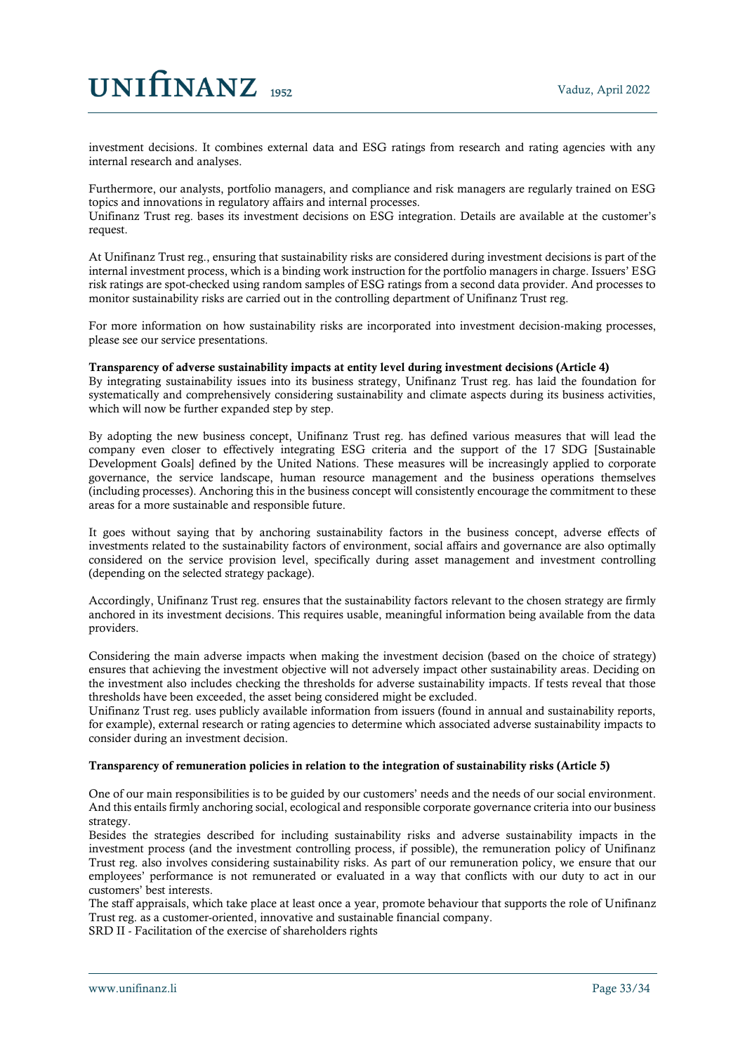investment decisions. It combines external data and ESG ratings from research and rating agencies with any internal research and analyses.

Furthermore, our analysts, portfolio managers, and compliance and risk managers are regularly trained on ESG topics and innovations in regulatory affairs and internal processes.
Unifinanz Trust reg. bases its investment decisions on ESG integration. Details are available at the customer's request.

At Unifinanz Trust reg., ensuring that sustainability risks are considered during investment decisions is part of the internal investment process, which is a binding work instruction for the portfolio managers in charge. Issuers' ESG risk ratings are spot-checked using random samples of ESG ratings from a second data provider. And processes to monitor sustainability risks are carried out in the controlling department of Unifinanz Trust reg.

For more information on how sustainability risks are incorporated into investment decision-making processes, please see our service presentations.

**Transparency of adverse sustainability impacts at entity level during investment decisions (Article 4)**
By integrating sustainability issues into its business strategy, Unifinanz Trust reg. has laid the foundation for systematically and comprehensively considering sustainability and climate aspects during its business activities, which will now be further expanded step by step.

By adopting the new business concept, Unifinanz Trust reg. has defined various measures that will lead the company even closer to effectively integrating ESG criteria and the support of the 17 SDG [Sustainable Development Goals] defined by the United Nations. These measures will be increasingly applied to corporate governance, the service landscape, human resource management and the business operations themselves (including processes). Anchoring this in the business concept will consistently encourage the commitment to these areas for a more sustainable and responsible future.

It goes without saying that by anchoring sustainability factors in the business concept, adverse effects of investments related to the sustainability factors of environment, social affairs and governance are also optimally considered on the service provision level, specifically during asset management and investment controlling (depending on the selected strategy package).

Accordingly, Unifinanz Trust reg. ensures that the sustainability factors relevant to the chosen strategy are firmly anchored in its investment decisions. This requires usable, meaningful information being available from the data providers.

Considering the main adverse impacts when making the investment decision (based on the choice of strategy) ensures that achieving the investment objective will not adversely impact other sustainability areas. Deciding on the investment also includes checking the thresholds for adverse sustainability impacts. If tests reveal that those thresholds have been exceeded, the asset being considered might be excluded.
Unifinanz Trust reg. uses publicly available information from issuers (found in annual and sustainability reports, for example), external research or rating agencies to determine which associated adverse sustainability impacts to consider during an investment decision.

**Transparency of remuneration policies in relation to the integration of sustainability risks (Article 5)**

One of our main responsibilities is to be guided by our customers' needs and the needs of our social environment. And this entails firmly anchoring social, ecological and responsible corporate governance criteria into our business strategy.
Besides the strategies described for including sustainability risks and adverse sustainability impacts in the investment process (and the investment controlling process, if possible), the remuneration policy of Unifinanz Trust reg. also involves considering sustainability risks. As part of our remuneration policy, we ensure that our employees' performance is not remunerated or evaluated in a way that conflicts with our duty to act in our customers' best interests.
The staff appraisals, which take place at least once a year, promote behaviour that supports the role of Unifinanz Trust reg. as a customer-oriented, innovative and sustainable financial company.
SRD II - Facilitation of the exercise of shareholders rights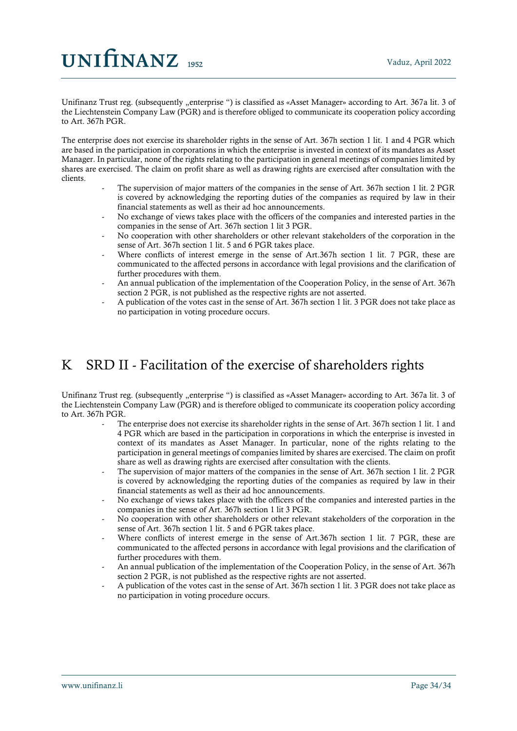Unifinanz Trust reg. (subsequently „enterprise ") is classified as «Asset Manager» according to Art. 367a lit. 3 of the Liechtenstein Company Law (PGR) and is therefore obliged to communicate its cooperation policy according to Art. 367h PGR.

The enterprise does not exercise its shareholder rights in the sense of Art. 367h section 1 lit. 1 and 4 PGR which are based in the participation in corporations in which the enterprise is invested in context of its mandates as Asset Manager. In particular, none of the rights relating to the participation in general meetings of companies limited by shares are exercised. The claim on profit share as well as drawing rights are exercised after consultation with the clients.

- The supervision of major matters of the companies in the sense of Art. 367h section 1 lit. 2 PGR is covered by acknowledging the reporting duties of the companies as required by law in their financial statements as well as their ad hoc announcements.
- No exchange of views takes place with the officers of the companies and interested parties in the companies in the sense of Art. 367h section 1 lit 3 PGR.
- No cooperation with other shareholders or other relevant stakeholders of the corporation in the sense of Art. 367h section 1 lit. 5 and 6 PGR takes place.
- Where conflicts of interest emerge in the sense of Art.367h section 1 lit. 7 PGR, these are communicated to the affected persons in accordance with legal provisions and the clarification of further procedures with them.
- An annual publication of the implementation of the Cooperation Policy, in the sense of Art. 367h section 2 PGR, is not published as the respective rights are not asserted.
- A publication of the votes cast in the sense of Art. 367h section 1 lit. 3 PGR does not take place as no participation in voting procedure occurs.

# K SRD II - Facilitation of the exercise of shareholders rights

Unifinanz Trust reg. (subsequently „enterprise ") is classified as «Asset Manager» according to Art. 367a lit. 3 of the Liechtenstein Company Law (PGR) and is therefore obliged to communicate its cooperation policy according to Art. 367h PGR.

- The enterprise does not exercise its shareholder rights in the sense of Art. 367h section 1 lit. 1 and 4 PGR which are based in the participation in corporations in which the enterprise is invested in context of its mandates as Asset Manager. In particular, none of the rights relating to the participation in general meetings of companies limited by shares are exercised. The claim on profit share as well as drawing rights are exercised after consultation with the clients.
- The supervision of major matters of the companies in the sense of Art. 367h section 1 lit. 2 PGR is covered by acknowledging the reporting duties of the companies as required by law in their financial statements as well as their ad hoc announcements.
- No exchange of views takes place with the officers of the companies and interested parties in the companies in the sense of Art. 367h section 1 lit 3 PGR.
- No cooperation with other shareholders or other relevant stakeholders of the corporation in the sense of Art. 367h section 1 lit. 5 and 6 PGR takes place.
- Where conflicts of interest emerge in the sense of Art.367h section 1 lit. 7 PGR, these are communicated to the affected persons in accordance with legal provisions and the clarification of further procedures with them.
- An annual publication of the implementation of the Cooperation Policy, in the sense of Art. 367h section 2 PGR, is not published as the respective rights are not asserted.
- A publication of the votes cast in the sense of Art. 367h section 1 lit. 3 PGR does not take place as no participation in voting procedure occurs.